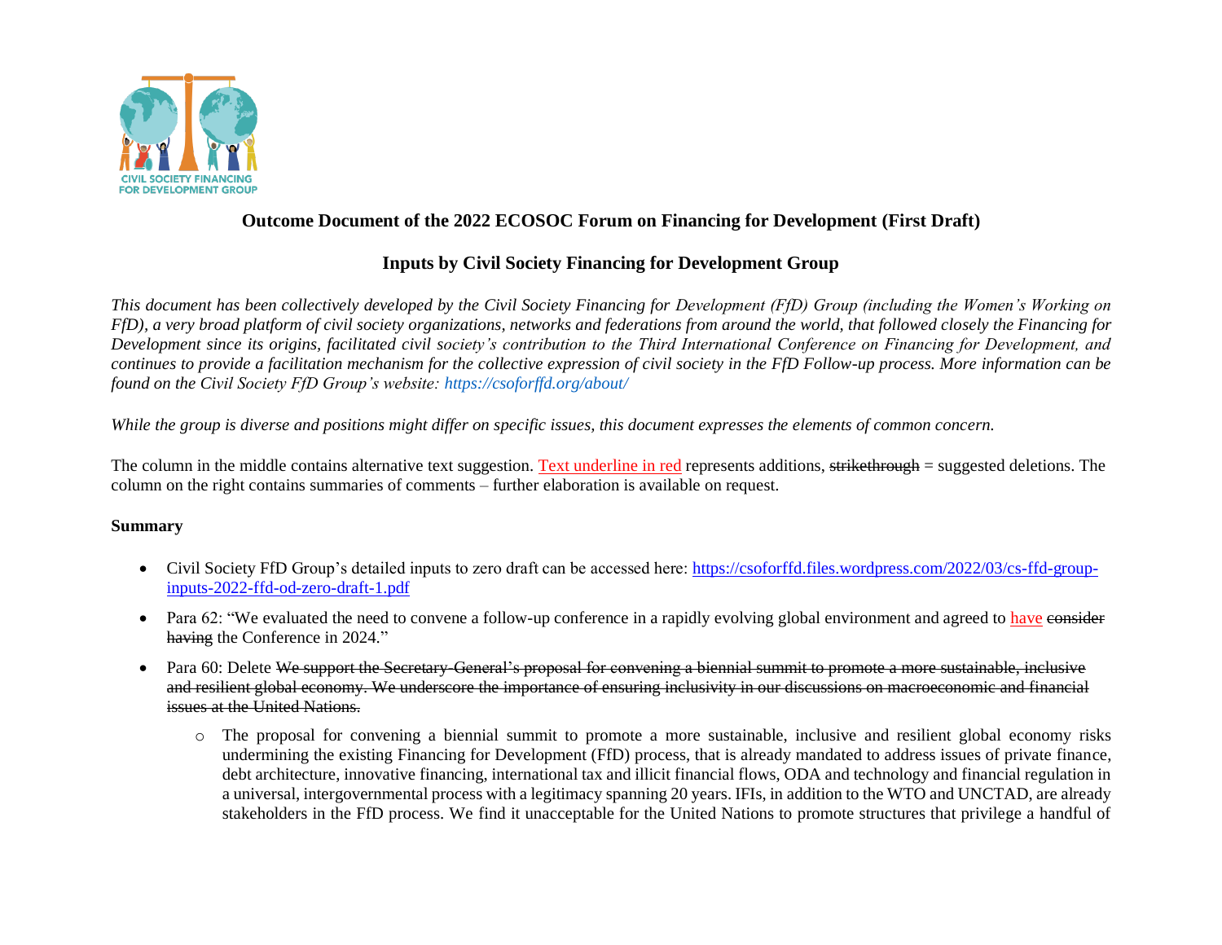## Outcome Document of the 2022 ECOSOC Forum on Financing for Development (First Draft)

## Inputs by Civil Society Financing for Development Group

*This document has been collectively developed by the Civil Society Financing for Development (FfD) Group (including the Women's Working on FfD), a very broad platform of civil society organizations, networks and federations from around the world, that followed closely the Financing for Development since its origins, facilitated civil society's contribution to the Third International Conference on Financing for Development, and continues to provide a facilitation mechanism for the collective expression of civil society in the FfD Follow-up process. More information can be found on the Civil Society FfD Group's website: https://csoforffd.org/about/*

*While the group is diverse and positions might differ on specific issues, this document expresses the elements of common concern.*

The column in the middle contains alternative text suggestion. <u>Text underline in red</u> represents additions, ~~strikethrough~~ = suggested deletions. The column on the right contains summaries of comments – further elaboration is available on request.

**Summary**

- Civil Society FfD Group's detailed inputs to zero draft can be accessed here: https://csoforffd.files.wordpress.com/2022/03/cs-ffd-group-inputs-2022-ffd-od-zero-draft-1.pdf
- Para 62: "We evaluated the need to convene a follow-up conference in a rapidly evolving global environment and agreed to <u>have</u> ~~consider having~~ the Conference in 2024."
- Para 60: Delete ~~We support the Secretary-General's proposal for convening a biennial summit to promote a more sustainable, inclusive and resilient global economy. We underscore the importance of ensuring inclusivity in our discussions on macroeconomic and financial issues at the United Nations.~~
  - The proposal for convening a biennial summit to promote a more sustainable, inclusive and resilient global economy risks undermining the existing Financing for Development (FfD) process, that is already mandated to address issues of private finance, debt architecture, innovative financing, international tax and illicit financial flows, ODA and technology and financial regulation in a universal, intergovernmental process with a legitimacy spanning 20 years. IFIs, in addition to the WTO and UNCTAD, are already stakeholders in the FfD process. We find it unacceptable for the United Nations to promote structures that privilege a handful of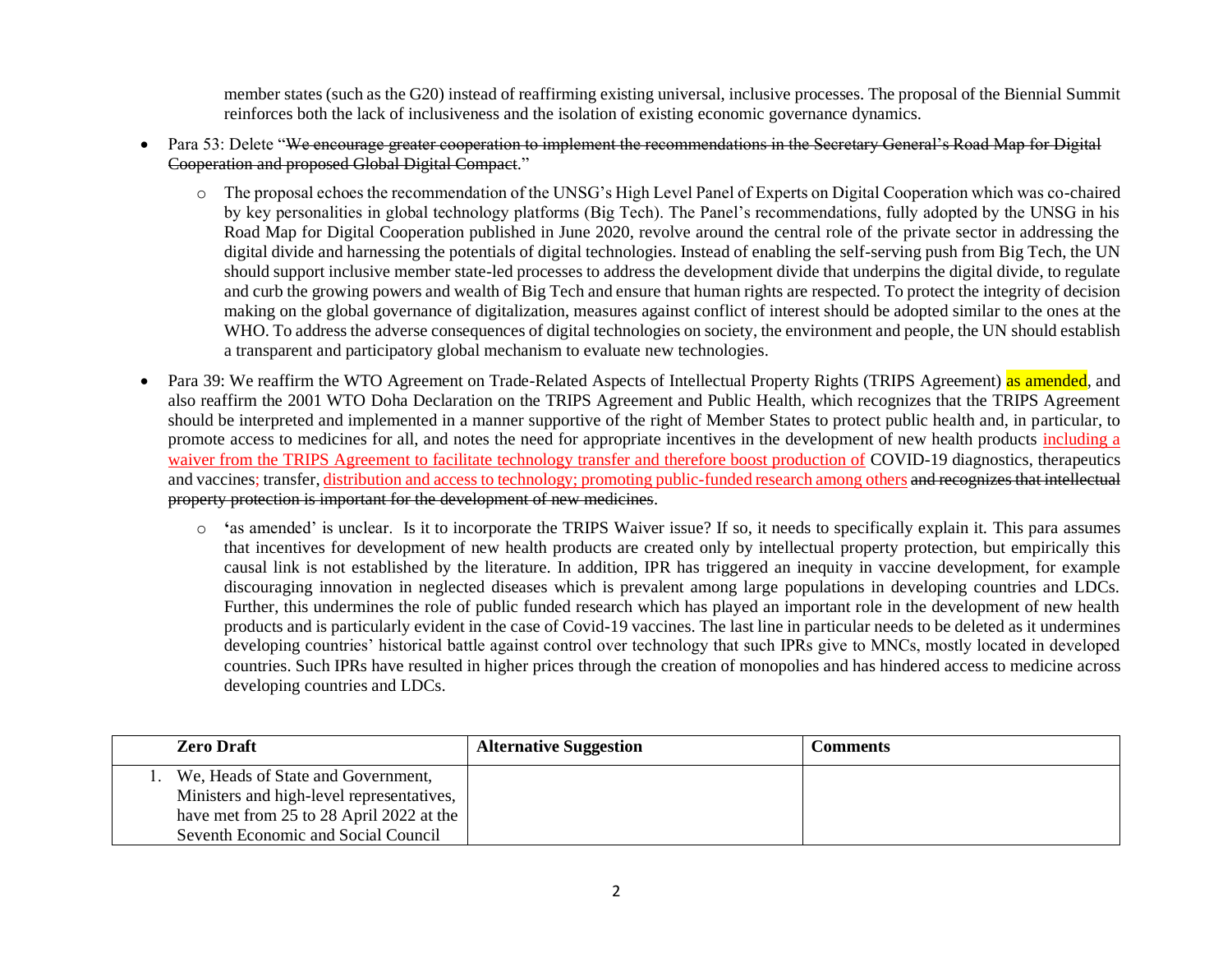member states (such as the G20) instead of reaffirming existing universal, inclusive processes. The proposal of the Biennial Summit reinforces both the lack of inclusiveness and the isolation of existing economic governance dynamics.

- Para 53: Delete "~~We encourage greater cooperation to implement the recommendations in the Secretary General's Road Map for Digital Cooperation and proposed Global Digital Compact~~."
    - The proposal echoes the recommendation of the UNSG's High Level Panel of Experts on Digital Cooperation which was co-chaired by key personalities in global technology platforms (Big Tech). The Panel's recommendations, fully adopted by the UNSG in his Road Map for Digital Cooperation published in June 2020, revolve around the central role of the private sector in addressing the digital divide and harnessing the potentials of digital technologies. Instead of enabling the self-serving push from Big Tech, the UN should support inclusive member state-led processes to address the development divide that underpins the digital divide, to regulate and curb the growing powers and wealth of Big Tech and ensure that human rights are respected. To protect the integrity of decision making on the global governance of digitalization, measures against conflict of interest should be adopted similar to the ones at the WHO. To address the adverse consequences of digital technologies on society, the environment and people, the UN should establish a transparent and participatory global mechanism to evaluate new technologies.
- Para 39: We reaffirm the WTO Agreement on Trade-Related Aspects of Intellectual Property Rights (TRIPS Agreement) as amended, and also reaffirm the 2001 WTO Doha Declaration on the TRIPS Agreement and Public Health, which recognizes that the TRIPS Agreement should be interpreted and implemented in a manner supportive of the right of Member States to protect public health and, in particular, to promote access to medicines for all, and notes the need for appropriate incentives in the development of new health products including a waiver from the TRIPS Agreement to facilitate technology transfer and therefore boost production of COVID-19 diagnostics, therapeutics and vaccines; transfer, distribution and access to technology; promoting public-funded research among others ~~and recognizes that intellectual property protection is important for the development of new medicines~~.
    - 'as amended' is unclear. Is it to incorporate the TRIPS Waiver issue? If so, it needs to specifically explain it. This para assumes that incentives for development of new health products are created only by intellectual property protection, but empirically this causal link is not established by the literature. In addition, IPR has triggered an inequity in vaccine development, for example discouraging innovation in neglected diseases which is prevalent among large populations in developing countries and LDCs. Further, this undermines the role of public funded research which has played an important role in the development of new health products and is particularly evident in the case of Covid-19 vaccines. The last line in particular needs to be deleted as it undermines developing countries' historical battle against control over technology that such IPRs give to MNCs, mostly located in developed countries. Such IPRs have resulted in higher prices through the creation of monopolies and has hindered access to medicine across developing countries and LDCs.

| Zero Draft | Alternative Suggestion | Comments |
|---|---|---|
| 1. We, Heads of State and Government, Ministers and high-level representatives, have met from 25 to 28 April 2022 at the Seventh Economic and Social Council | | |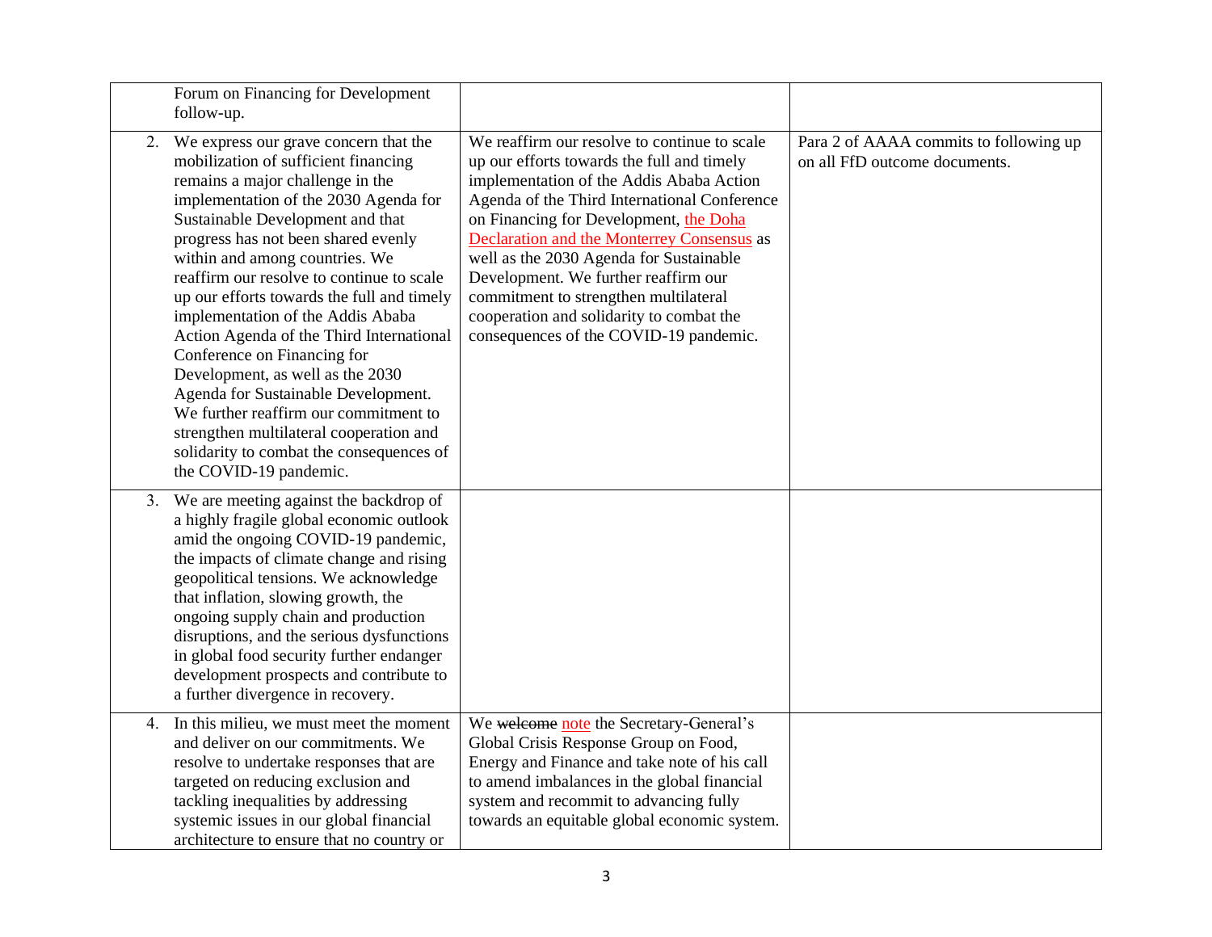| | | |
|---|---|---|
| Forum on Financing for Development follow-up. | | |
| 2. We express our grave concern that the mobilization of sufficient financing remains a major challenge in the implementation of the 2030 Agenda for Sustainable Development and that progress has not been shared evenly within and among countries. We reaffirm our resolve to continue to scale up our efforts towards the full and timely implementation of the Addis Ababa Action Agenda of the Third International Conference on Financing for Development, as well as the 2030 Agenda for Sustainable Development. We further reaffirm our commitment to strengthen multilateral cooperation and solidarity to combat the consequences of the COVID-19 pandemic. | We reaffirm our resolve to continue to scale up our efforts towards the full and timely implementation of the Addis Ababa Action Agenda of the Third International Conference on Financing for Development, the Doha Declaration and the Monterrey Consensus as well as the 2030 Agenda for Sustainable Development. We further reaffirm our commitment to strengthen multilateral cooperation and solidarity to combat the consequences of the COVID-19 pandemic. | Para 2 of AAAA commits to following up on all FfD outcome documents. |
| 3. We are meeting against the backdrop of a highly fragile global economic outlook amid the ongoing COVID-19 pandemic, the impacts of climate change and rising geopolitical tensions. We acknowledge that inflation, slowing growth, the ongoing supply chain and production disruptions, and the serious dysfunctions in global food security further endanger development prospects and contribute to a further divergence in recovery. | | |
| 4. In this milieu, we must meet the moment and deliver on our commitments. We resolve to undertake responses that are targeted on reducing exclusion and tackling inequalities by addressing systemic issues in our global financial architecture to ensure that no country or | We ~~welcome~~ note the Secretary-General's Global Crisis Response Group on Food, Energy and Finance and take note of his call to amend imbalances in the global financial system and recommit to advancing fully towards an equitable global economic system. | |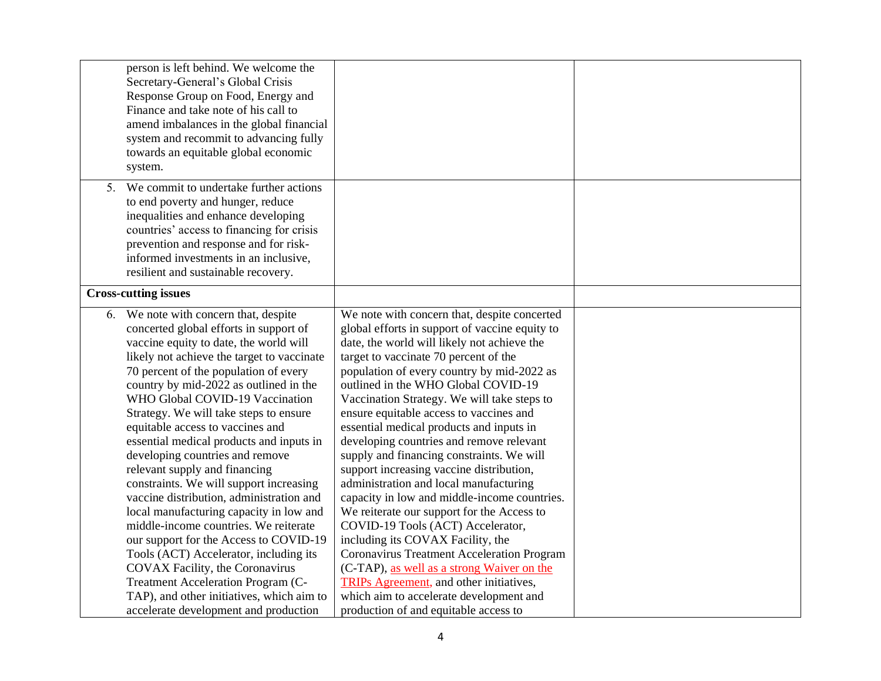| | | |
|---|---|---|
| person is left behind. We welcome the Secretary-General's Global Crisis Response Group on Food, Energy and Finance and take note of his call to amend imbalances in the global financial system and recommit to advancing fully towards an equitable global economic system. | | |
| 5. We commit to undertake further actions to end poverty and hunger, reduce inequalities and enhance developing countries' access to financing for crisis prevention and response and for risk-informed investments in an inclusive, resilient and sustainable recovery. | | |
| **Cross-cutting issues** | | |
| 6. We note with concern that, despite concerted global efforts in support of vaccine equity to date, the world will likely not achieve the target to vaccinate 70 percent of the population of every country by mid-2022 as outlined in the WHO Global COVID-19 Vaccination Strategy. We will take steps to ensure equitable access to vaccines and essential medical products and inputs in developing countries and remove relevant supply and financing constraints. We will support increasing vaccine distribution, administration and local manufacturing capacity in low and middle-income countries. We reiterate our support for the Access to COVID-19 Tools (ACT) Accelerator, including its COVAX Facility, the Coronavirus Treatment Acceleration Program (C-TAP), and other initiatives, which aim to accelerate development and production | We note with concern that, despite concerted global efforts in support of vaccine equity to date, the world will likely not achieve the target to vaccinate 70 percent of the population of every country by mid-2022 as outlined in the WHO Global COVID-19 Vaccination Strategy. We will take steps to ensure equitable access to vaccines and essential medical products and inputs in developing countries and remove relevant supply and financing constraints. We will support increasing vaccine distribution, administration and local manufacturing capacity in low and middle-income countries. We reiterate our support for the Access to COVID-19 Tools (ACT) Accelerator, including its COVAX Facility, the Coronavirus Treatment Acceleration Program (C-TAP), as well as a strong Waiver on the TRIPs Agreement, and other initiatives, which aim to accelerate development and production of and equitable access to | |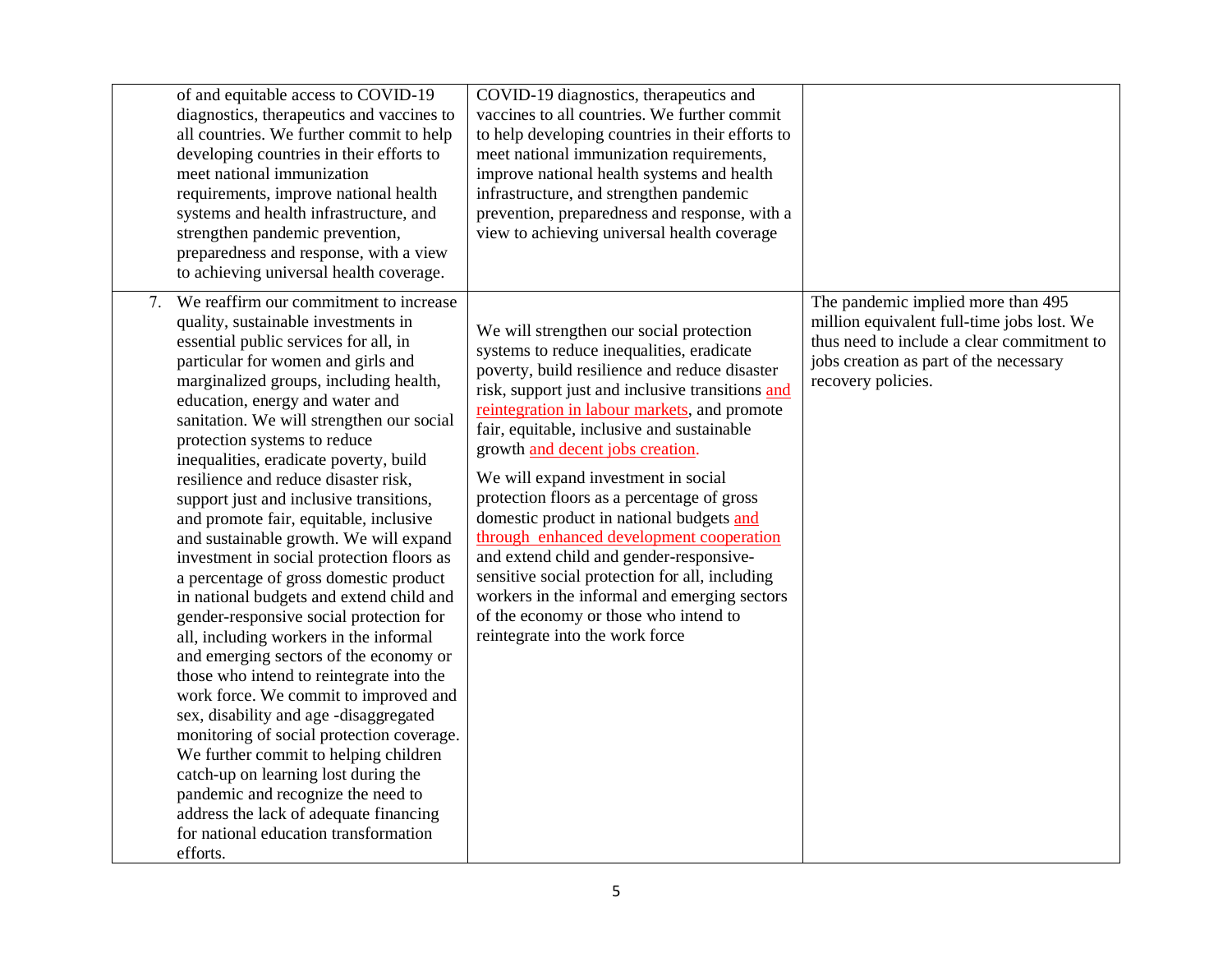| | | |
|---|---|---|
| of and equitable access to COVID-19 diagnostics, therapeutics and vaccines to all countries. We further commit to help developing countries in their efforts to meet national immunization requirements, improve national health systems and health infrastructure, and strengthen pandemic prevention, preparedness and response, with a view to achieving universal health coverage. | COVID-19 diagnostics, therapeutics and vaccines to all countries. We further commit to help developing countries in their efforts to meet national immunization requirements, improve national health systems and health infrastructure, and strengthen pandemic prevention, preparedness and response, with a view to achieving universal health coverage | |
| 7. We reaffirm our commitment to increase quality, sustainable investments in essential public services for all, in particular for women and girls and marginalized groups, including health, education, energy and water and sanitation. We will strengthen our social protection systems to reduce inequalities, eradicate poverty, build resilience and reduce disaster risk, support just and inclusive transitions, and promote fair, equitable, inclusive and sustainable growth. We will expand investment in social protection floors as a percentage of gross domestic product in national budgets and extend child and gender-responsive social protection for all, including workers in the informal and emerging sectors of the economy or those who intend to reintegrate into the work force. We commit to improved and sex, disability and age -disaggregated monitoring of social protection coverage. We further commit to helping children catch-up on learning lost during the pandemic and recognize the need to address the lack of adequate financing for national education transformation efforts. | We will strengthen our social protection systems to reduce inequalities, eradicate poverty, build resilience and reduce disaster risk, support just and inclusive transitions and reintegration in labour markets, and promote fair, equitable, inclusive and sustainable growth and decent jobs creation.<br><br>We will expand investment in social protection floors as a percentage of gross domestic product in national budgets and through enhanced development cooperation and extend child and gender-responsive-sensitive social protection for all, including workers in the informal and emerging sectors of the economy or those who intend to reintegrate into the work force | The pandemic implied more than 495 million equivalent full-time jobs lost. We thus need to include a clear commitment to jobs creation as part of the necessary recovery policies. |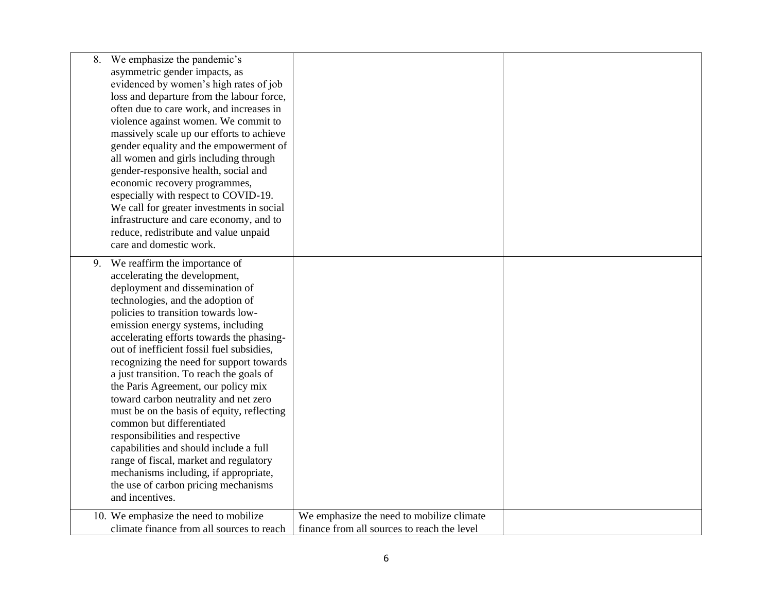| | | |
|---|---|---|
| 8. We emphasize the pandemic's asymmetric gender impacts, as evidenced by women's high rates of job loss and departure from the labour force, often due to care work, and increases in violence against women. We commit to massively scale up our efforts to achieve gender equality and the empowerment of all women and girls including through gender-responsive health, social and economic recovery programmes, especially with respect to COVID-19. We call for greater investments in social infrastructure and care economy, and to reduce, redistribute and value unpaid care and domestic work. | | |
| 9. We reaffirm the importance of accelerating the development, deployment and dissemination of technologies, and the adoption of policies to transition towards low-emission energy systems, including accelerating efforts towards the phasing-out of inefficient fossil fuel subsidies, recognizing the need for support towards a just transition. To reach the goals of the Paris Agreement, our policy mix toward carbon neutrality and net zero must be on the basis of equity, reflecting common but differentiated responsibilities and respective capabilities and should include a full range of fiscal, market and regulatory mechanisms including, if appropriate, the use of carbon pricing mechanisms and incentives. | | |
| 10. We emphasize the need to mobilize climate finance from all sources to reach | We emphasize the need to mobilize climate finance from all sources to reach the level | |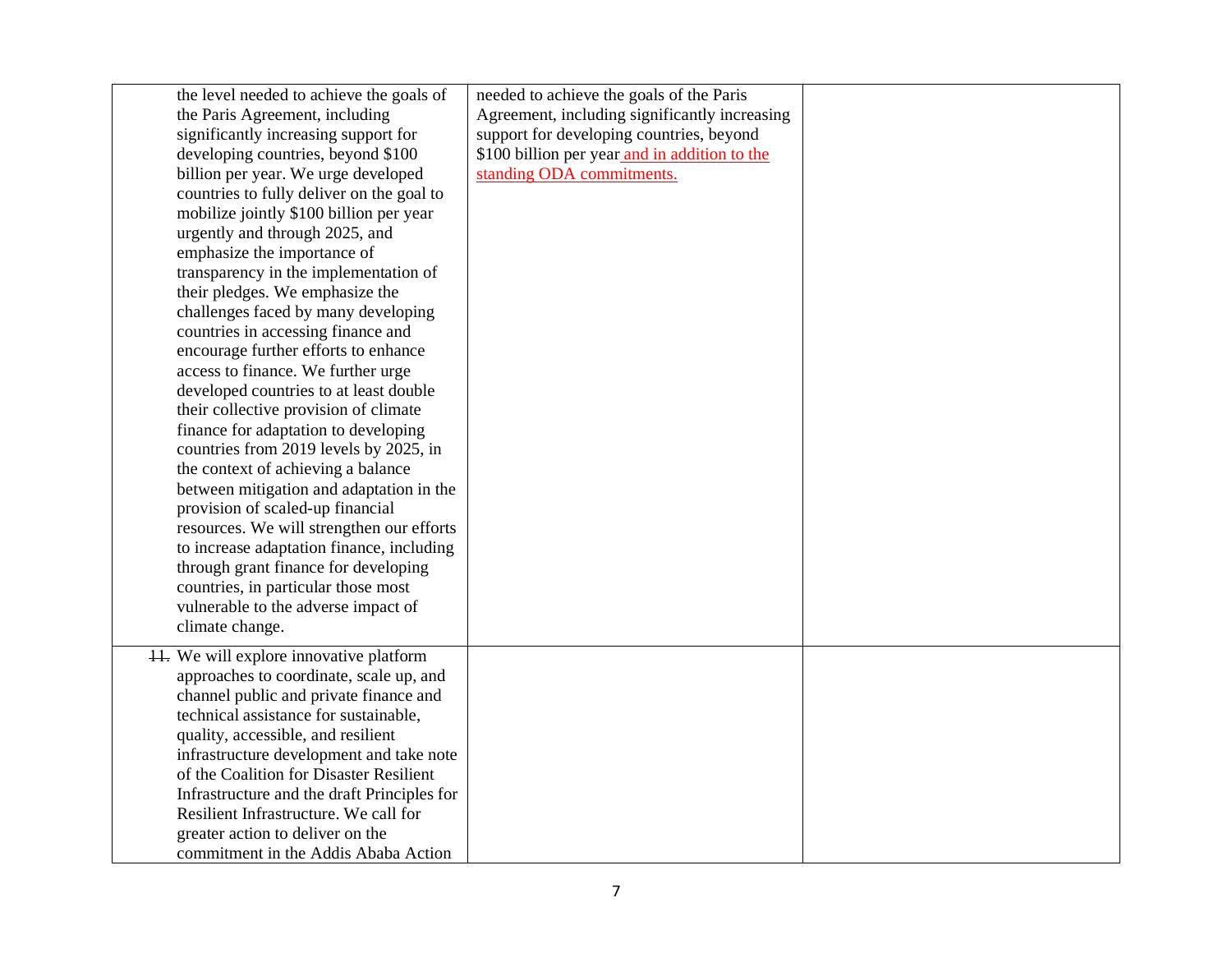| | | |
|---|---|---|
| the level needed to achieve the goals of the Paris Agreement, including significantly increasing support for developing countries, beyond $100 billion per year. We urge developed countries to fully deliver on the goal to mobilize jointly $100 billion per year urgently and through 2025, and emphasize the importance of transparency in the implementation of their pledges. We emphasize the challenges faced by many developing countries in accessing finance and encourage further efforts to enhance access to finance. We further urge developed countries to at least double their collective provision of climate finance for adaptation to developing countries from 2019 levels by 2025, in the context of achieving a balance between mitigation and adaptation in the provision of scaled-up financial resources. We will strengthen our efforts to increase adaptation finance, including through grant finance for developing countries, in particular those most vulnerable to the adverse impact of climate change. | needed to achieve the goals of the Paris Agreement, including significantly increasing support for developing countries, beyond $100 billion per year and in addition to the standing ODA commitments. | |
| ~~11.~~ We will explore innovative platform approaches to coordinate, scale up, and channel public and private finance and technical assistance for sustainable, quality, accessible, and resilient infrastructure development and take note of the Coalition for Disaster Resilient Infrastructure and the draft Principles for Resilient Infrastructure. We call for greater action to deliver on the commitment in the Addis Ababa Action | | |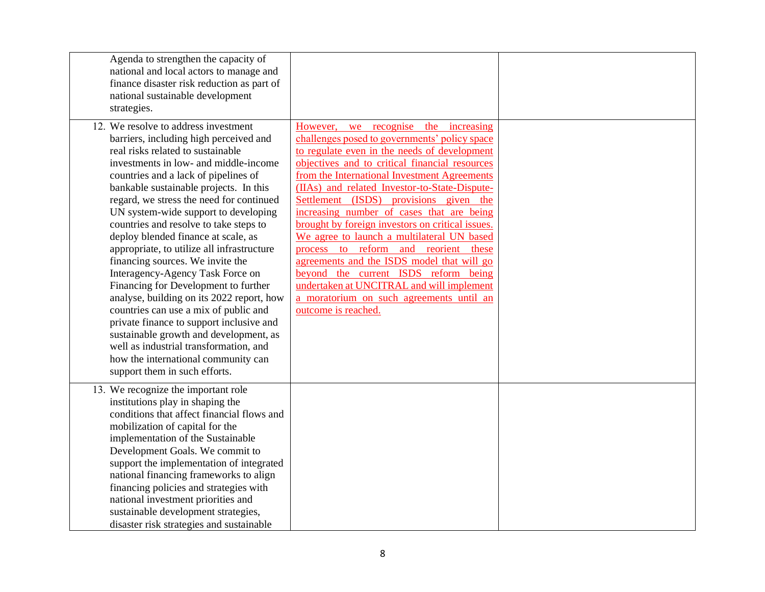| | | |
|---|---|---|
| Agenda to strengthen the capacity of national and local actors to manage and finance disaster risk reduction as part of national sustainable development strategies. | | |
| 12. We resolve to address investment barriers, including high perceived and real risks related to sustainable investments in low- and middle-income countries and a lack of pipelines of bankable sustainable projects. In this regard, we stress the need for continued UN system-wide support to developing countries and resolve to take steps to deploy blended finance at scale, as appropriate, to utilize all infrastructure financing sources. We invite the Interagency-Agency Task Force on Financing for Development to further analyse, building on its 2022 report, how countries can use a mix of public and private finance to support inclusive and sustainable growth and development, as well as industrial transformation, and how the international community can support them in such efforts. | However, we recognise the increasing challenges posed to governments' policy space to regulate even in the needs of development objectives and to critical financial resources from the International Investment Agreements (IIAs) and related Investor-to-State-Dispute-Settlement (ISDS) provisions given the increasing number of cases that are being brought by foreign investors on critical issues. We agree to launch a multilateral UN based process to reform and reorient these agreements and the ISDS model that will go beyond the current ISDS reform being undertaken at UNCITRAL and will implement a moratorium on such agreements until an outcome is reached. | |
| 13. We recognize the important role institutions play in shaping the conditions that affect financial flows and mobilization of capital for the implementation of the Sustainable Development Goals. We commit to support the implementation of integrated national financing frameworks to align financing policies and strategies with national investment priorities and sustainable development strategies, disaster risk strategies and sustainable | | |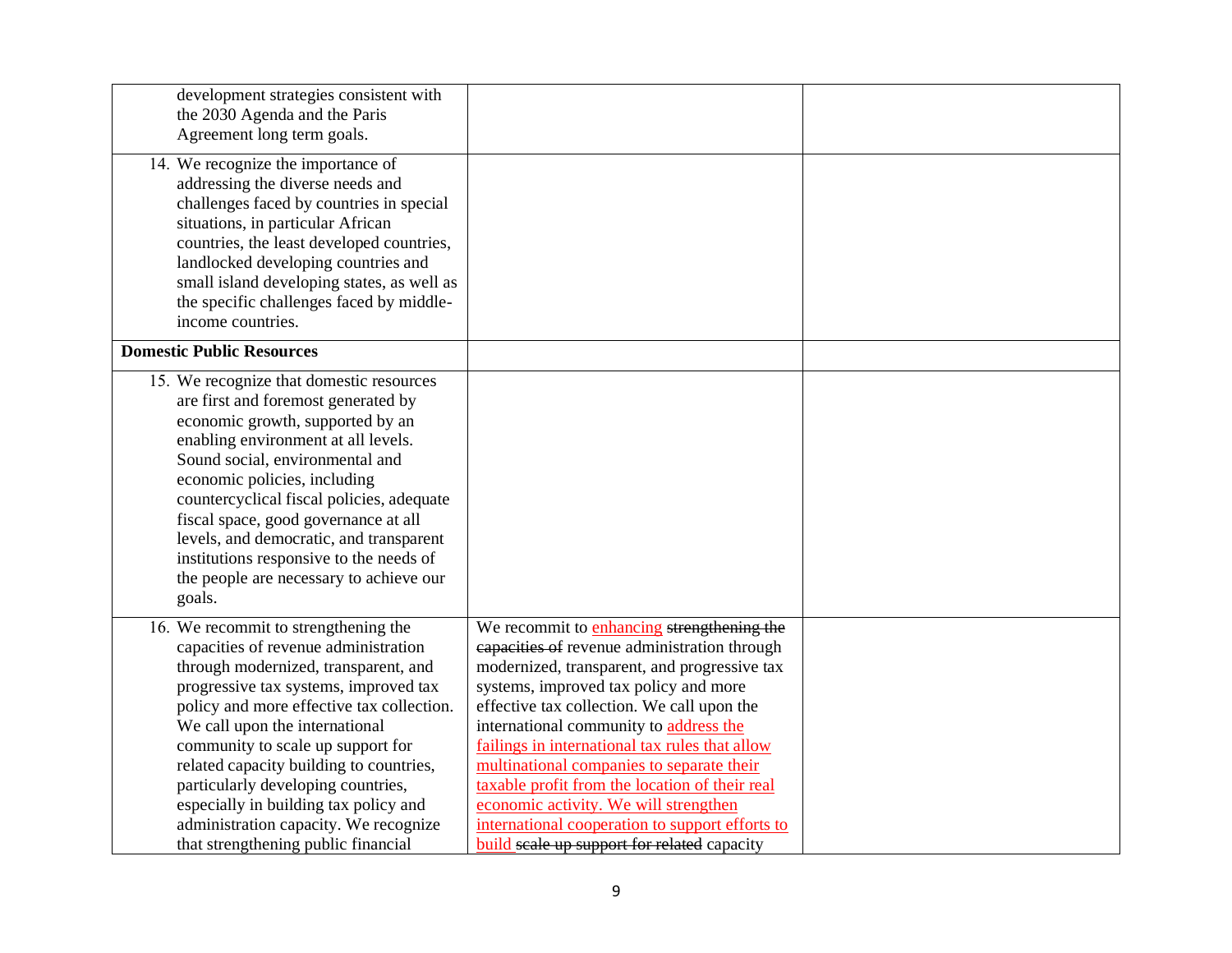| | | |
|---|---|---|
| development strategies consistent with the 2030 Agenda and the Paris Agreement long term goals. | | |
| 14. We recognize the importance of addressing the diverse needs and challenges faced by countries in special situations, in particular African countries, the least developed countries, landlocked developing countries and small island developing states, as well as the specific challenges faced by middle-income countries. | | |
| **Domestic Public Resources** | | |
| 15. We recognize that domestic resources are first and foremost generated by economic growth, supported by an enabling environment at all levels. Sound social, environmental and economic policies, including countercyclical fiscal policies, adequate fiscal space, good governance at all levels, and democratic, and transparent institutions responsive to the needs of the people are necessary to achieve our goals. | | |
| 16. We recommit to strengthening the capacities of revenue administration through modernized, transparent, and progressive tax systems, improved tax policy and more effective tax collection. We call upon the international community to scale up support for related capacity building to countries, particularly developing countries, especially in building tax policy and administration capacity. We recognize that strengthening public financial | We recommit to <ins>enhancing</ins> ~~strengthening the capacities of~~ revenue administration through modernized, transparent, and progressive tax systems, improved tax policy and more effective tax collection. We call upon the international community to <ins>address the failings in international tax rules that allow multinational companies to separate their taxable profit from the location of their real economic activity. We will strengthen international cooperation to support efforts to build</ins> ~~scale up support for related~~ capacity | |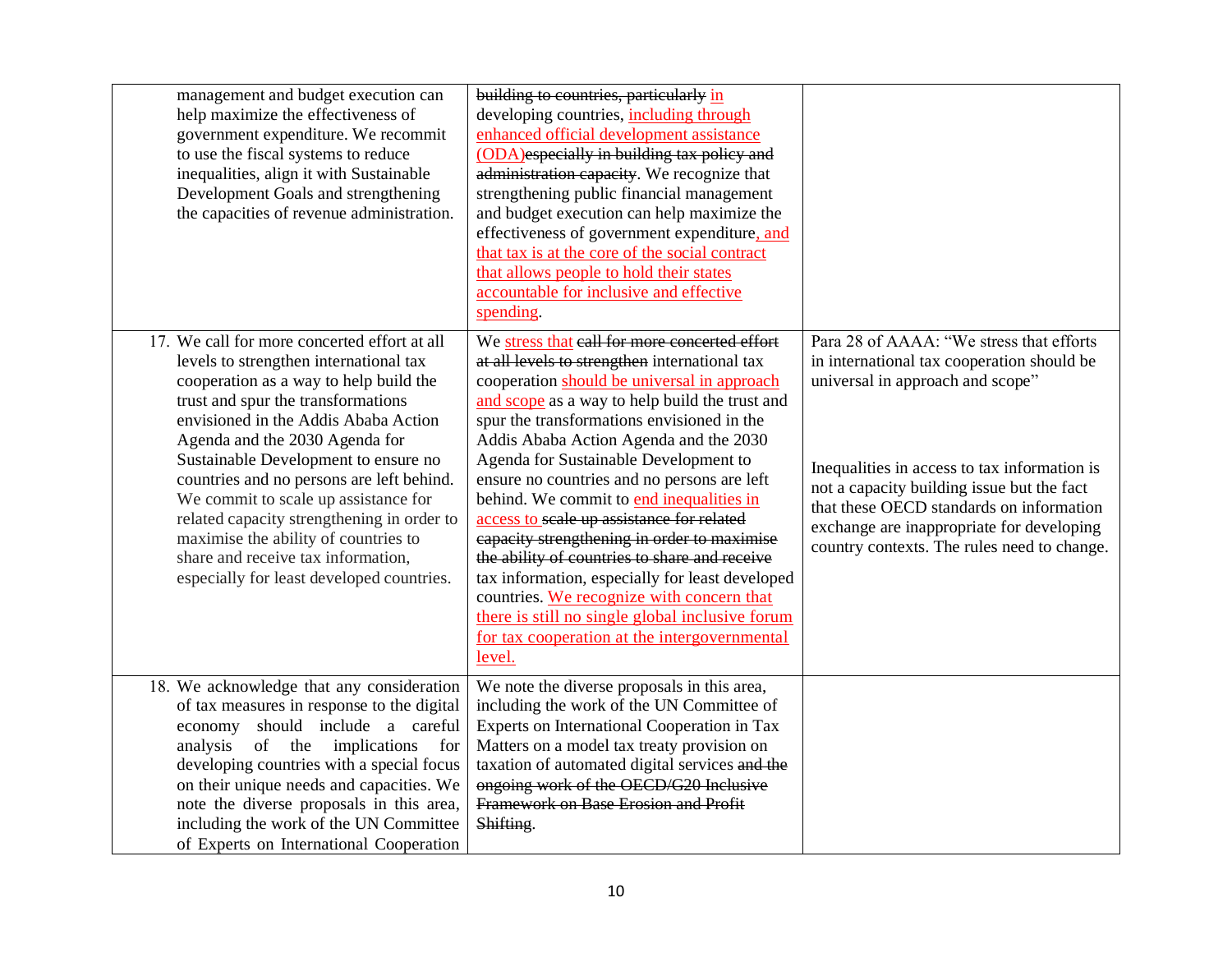| | | |
|---|---|---|
| management and budget execution can help maximize the effectiveness of government expenditure. We recommit to use the fiscal systems to reduce inequalities, align it with Sustainable Development Goals and strengthening the capacities of revenue administration. | ~~building to countries, particularly~~ <u>in</u> developing countries, <u>including through enhanced official development assistance (ODA)</u>~~especially in building tax policy and administration capacity~~. We recognize that strengthening public financial management and budget execution can help maximize the effectiveness of government expenditure<u>, and that tax is at the core of the social contract that allows people to hold their states accountable for inclusive and effective spending</u>. | |
| 17. We call for more concerted effort at all levels to strengthen international tax cooperation as a way to help build the trust and spur the transformations envisioned in the Addis Ababa Action Agenda and the 2030 Agenda for Sustainable Development to ensure no countries and no persons are left behind. We commit to scale up assistance for related capacity strengthening in order to maximise the ability of countries to share and receive tax information, especially for least developed countries. | We <u>stress that</u> ~~call for more concerted effort at all levels to strengthen~~ international tax cooperation <u>should be universal in approach and scope</u> as a way to help build the trust and spur the transformations envisioned in the Addis Ababa Action Agenda and the 2030 Agenda for Sustainable Development to ensure no countries and no persons are left behind. We commit to <u>end inequalities in access to</u> ~~scale up assistance for related capacity strengthening in order to maximise the ability of countries to share and receive~~ tax information, especially for least developed countries. <u>We recognize with concern that there is still no single global inclusive forum for tax cooperation at the intergovernmental level.</u> | Para 28 of AAAA: "We stress that efforts in international tax cooperation should be universal in approach and scope"<br><br>Inequalities in access to tax information is not a capacity building issue but the fact that these OECD standards on information exchange are inappropriate for developing country contexts. The rules need to change. |
| 18. We acknowledge that any consideration of tax measures in response to the digital economy should include a careful analysis of the implications for developing countries with a special focus on their unique needs and capacities. We note the diverse proposals in this area, including the work of the UN Committee of Experts on International Cooperation | We note the diverse proposals in this area, including the work of the UN Committee of Experts on International Cooperation in Tax Matters on a model tax treaty provision on taxation of automated digital services ~~and the ongoing work of the OECD/G20 Inclusive Framework on Base Erosion and Profit Shifting~~. | |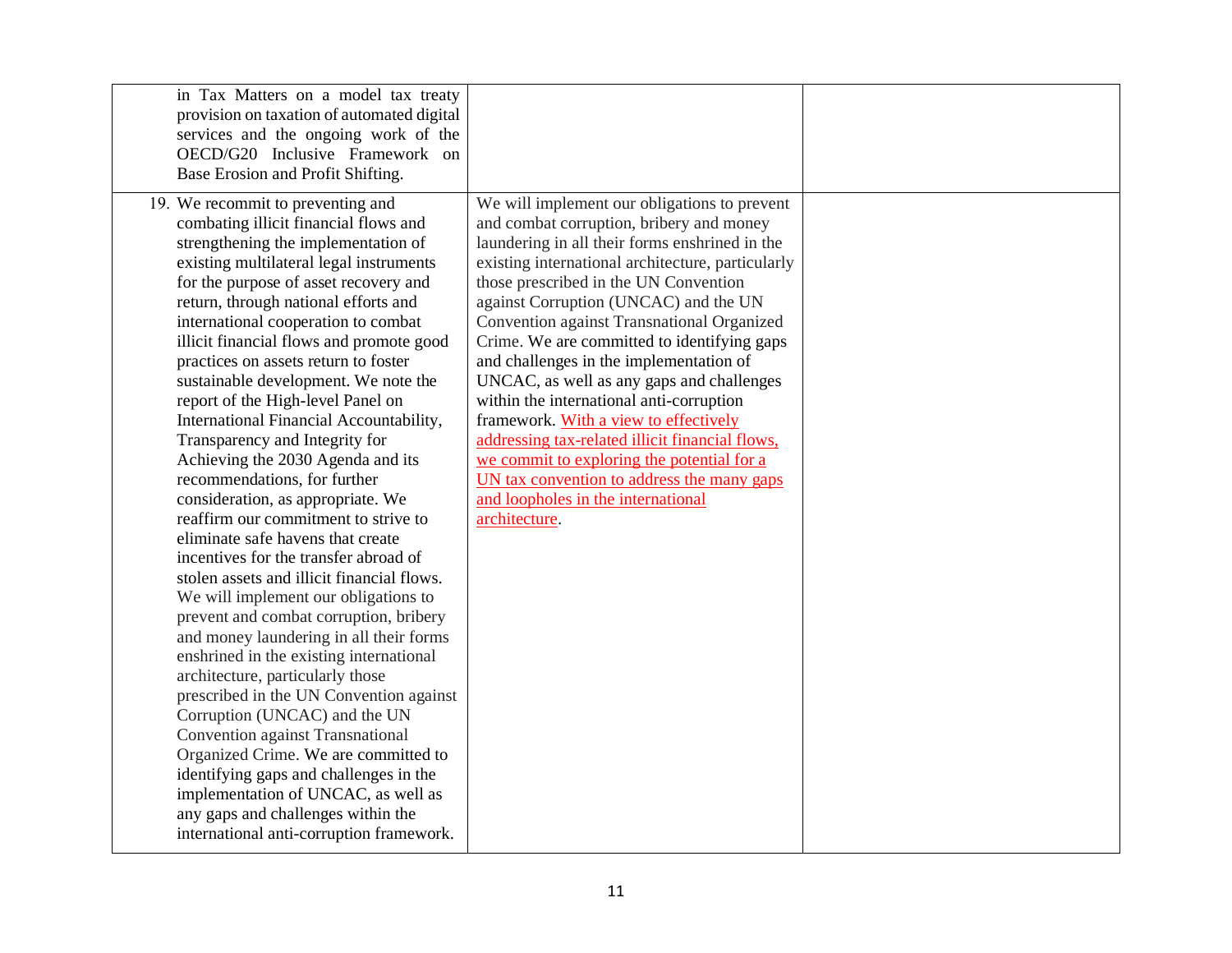| | | |
|---|---|---|
| in Tax Matters on a model tax treaty provision on taxation of automated digital services and the ongoing work of the OECD/G20 Inclusive Framework on Base Erosion and Profit Shifting. | | |
| 19. We recommit to preventing and combating illicit financial flows and strengthening the implementation of existing multilateral legal instruments for the purpose of asset recovery and return, through national efforts and international cooperation to combat illicit financial flows and promote good practices on assets return to foster sustainable development. We note the report of the High-level Panel on International Financial Accountability, Transparency and Integrity for Achieving the 2030 Agenda and its recommendations, for further consideration, as appropriate. We reaffirm our commitment to strive to eliminate safe havens that create incentives for the transfer abroad of stolen assets and illicit financial flows. We will implement our obligations to prevent and combat corruption, bribery and money laundering in all their forms enshrined in the existing international architecture, particularly those prescribed in the UN Convention against Corruption (UNCAC) and the UN Convention against Transnational Organized Crime. We are committed to identifying gaps and challenges in the implementation of UNCAC, as well as any gaps and challenges within the international anti-corruption framework. | We will implement our obligations to prevent and combat corruption, bribery and money laundering in all their forms enshrined in the existing international architecture, particularly those prescribed in the UN Convention against Corruption (UNCAC) and the UN Convention against Transnational Organized Crime. We are committed to identifying gaps and challenges in the implementation of UNCAC, as well as any gaps and challenges within the international anti-corruption framework. With a view to effectively addressing tax-related illicit financial flows, we commit to exploring the potential for a UN tax convention to address the many gaps and loopholes in the international architecture. | |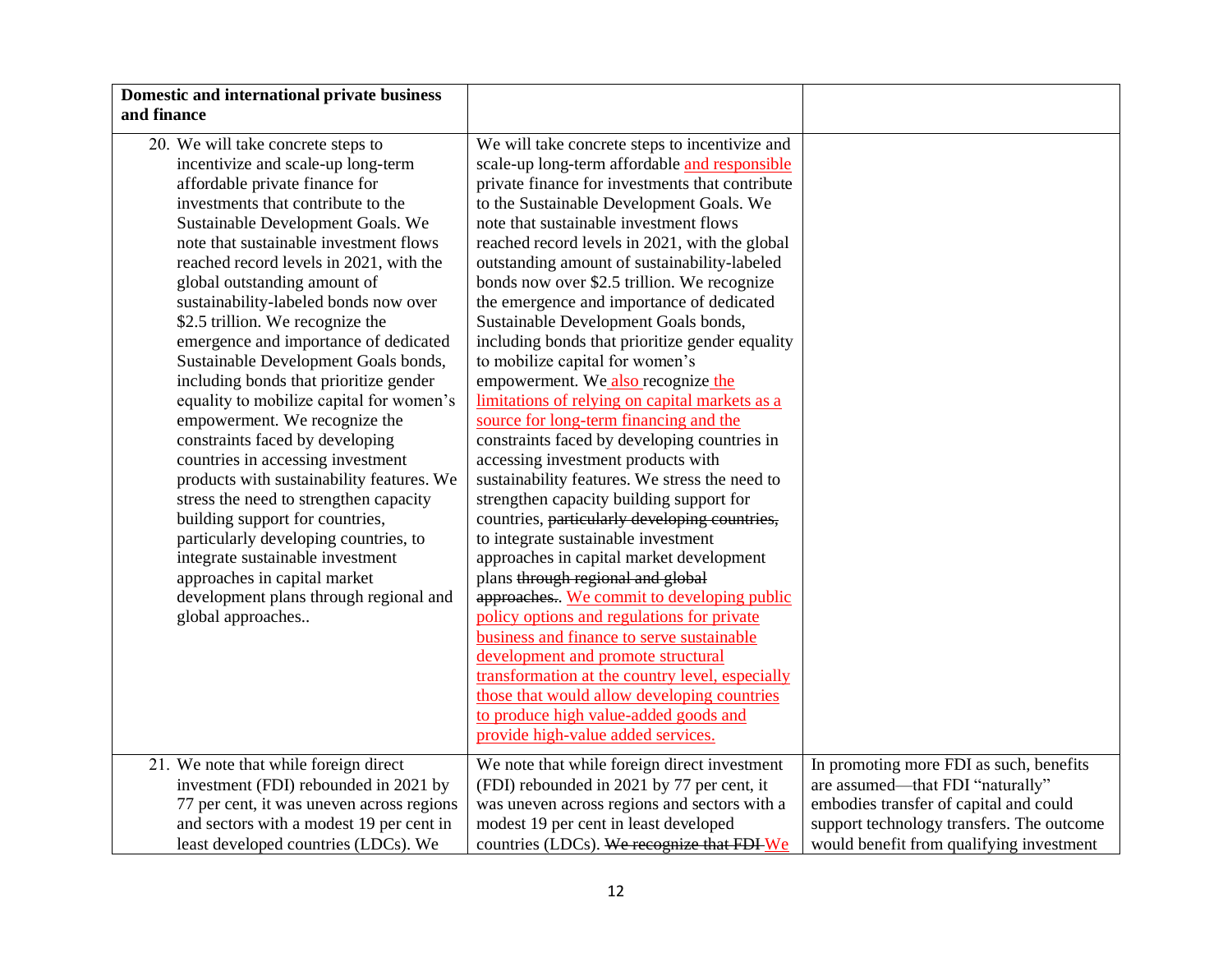| Domestic and international private business and finance | | |
|---|---|---|
| 20. We will take concrete steps to incentivize and scale-up long-term affordable private finance for investments that contribute to the Sustainable Development Goals. We note that sustainable investment flows reached record levels in 2021, with the global outstanding amount of sustainability-labeled bonds now over $2.5 trillion. We recognize the emergence and importance of dedicated Sustainable Development Goals bonds, including bonds that prioritize gender equality to mobilize capital for women's empowerment. We recognize the constraints faced by developing countries in accessing investment products with sustainability features. We stress the need to strengthen capacity building support for countries, particularly developing countries, to integrate sustainable investment approaches in capital market development plans through regional and global approaches.. | We will take concrete steps to incentivize and scale-up long-term affordable and responsible private finance for investments that contribute to the Sustainable Development Goals. We note that sustainable investment flows reached record levels in 2021, with the global outstanding amount of sustainability-labeled bonds now over $2.5 trillion. We recognize the emergence and importance of dedicated Sustainable Development Goals bonds, including bonds that prioritize gender equality to mobilize capital for women's empowerment. We also recognize the limitations of relying on capital markets as a source for long-term financing and the constraints faced by developing countries in accessing investment products with sustainability features. We stress the need to strengthen capacity building support for countries, ~~particularly developing countries,~~ to integrate sustainable investment approaches in capital market development plans ~~through regional and global approaches.~~. We commit to developing public policy options and regulations for private business and finance to serve sustainable development and promote structural transformation at the country level, especially those that would allow developing countries to produce high value-added goods and provide high-value added services. | |
| 21. We note that while foreign direct investment (FDI) rebounded in 2021 by 77 per cent, it was uneven across regions and sectors with a modest 19 per cent in least developed countries (LDCs). We | We note that while foreign direct investment (FDI) rebounded in 2021 by 77 per cent, it was uneven across regions and sectors with a modest 19 per cent in least developed countries (LDCs). ~~We recognize that FDI~~ We | In promoting more FDI as such, benefits are assumed—that FDI "naturally" embodies transfer of capital and could support technology transfers. The outcome would benefit from qualifying investment |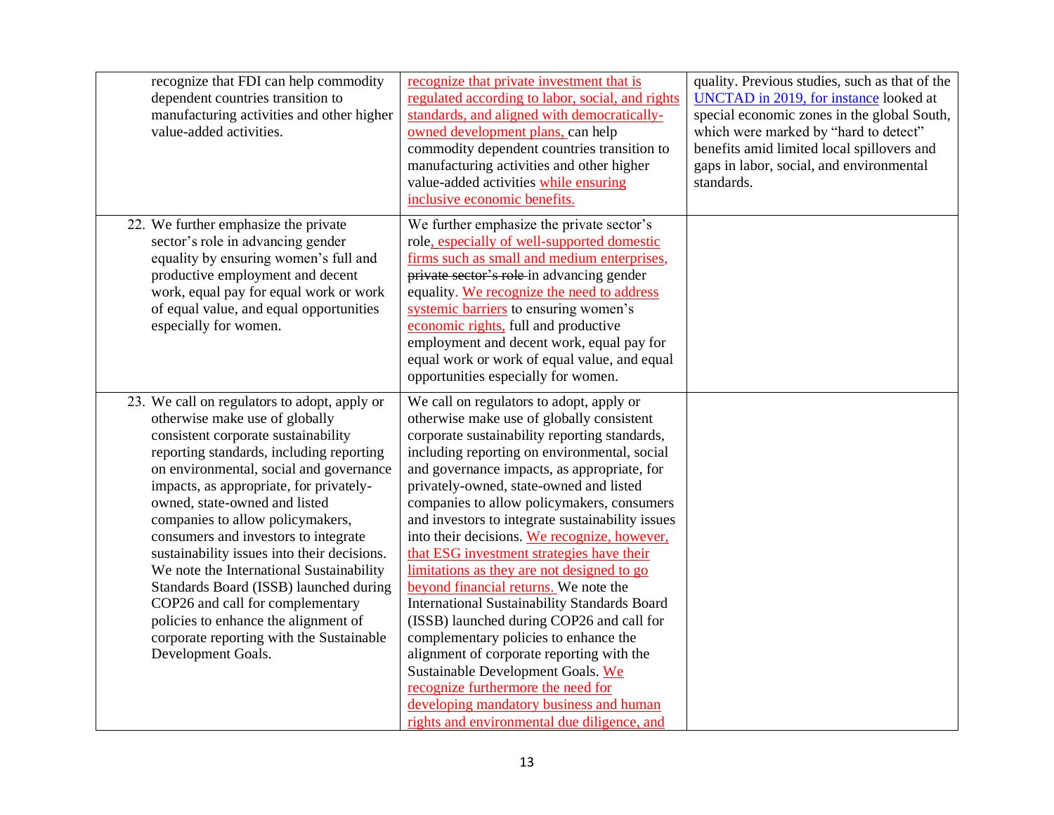| | | |
|---|---|---|
| recognize that FDI can help commodity dependent countries transition to manufacturing activities and other higher value-added activities. | recognize that private investment that is regulated according to labor, social, and rights standards, and aligned with democratically-owned development plans, can help commodity dependent countries transition to manufacturing activities and other higher value-added activities while ensuring inclusive economic benefits. | quality. Previous studies, such as that of the UNCTAD in 2019, for instance looked at special economic zones in the global South, which were marked by "hard to detect" benefits amid limited local spillovers and gaps in labor, social, and environmental standards. |
| 22. We further emphasize the private sector's role in advancing gender equality by ensuring women's full and productive employment and decent work, equal pay for equal work or work of equal value, and equal opportunities especially for women. | We further emphasize the private sector's role, especially of well-supported domestic firms such as small and medium enterprises, ~~private sector's role~~ in advancing gender equality. We recognize the need to address systemic barriers to ensuring women's economic rights, full and productive employment and decent work, equal pay for equal work or work of equal value, and equal opportunities especially for women. | |
| 23. We call on regulators to adopt, apply or otherwise make use of globally consistent corporate sustainability reporting standards, including reporting on environmental, social and governance impacts, as appropriate, for privately-owned, state-owned and listed companies to allow policymakers, consumers and investors to integrate sustainability issues into their decisions. We note the International Sustainability Standards Board (ISSB) launched during COP26 and call for complementary policies to enhance the alignment of corporate reporting with the Sustainable Development Goals. | We call on regulators to adopt, apply or otherwise make use of globally consistent corporate sustainability reporting standards, including reporting on environmental, social and governance impacts, as appropriate, for privately-owned, state-owned and listed companies to allow policymakers, consumers and investors to integrate sustainability issues into their decisions. We recognize, however, that ESG investment strategies have their limitations as they are not designed to go beyond financial returns. We note the International Sustainability Standards Board (ISSB) launched during COP26 and call for complementary policies to enhance the alignment of corporate reporting with the Sustainable Development Goals. We recognize furthermore the need for developing mandatory business and human rights and environmental due diligence, and | |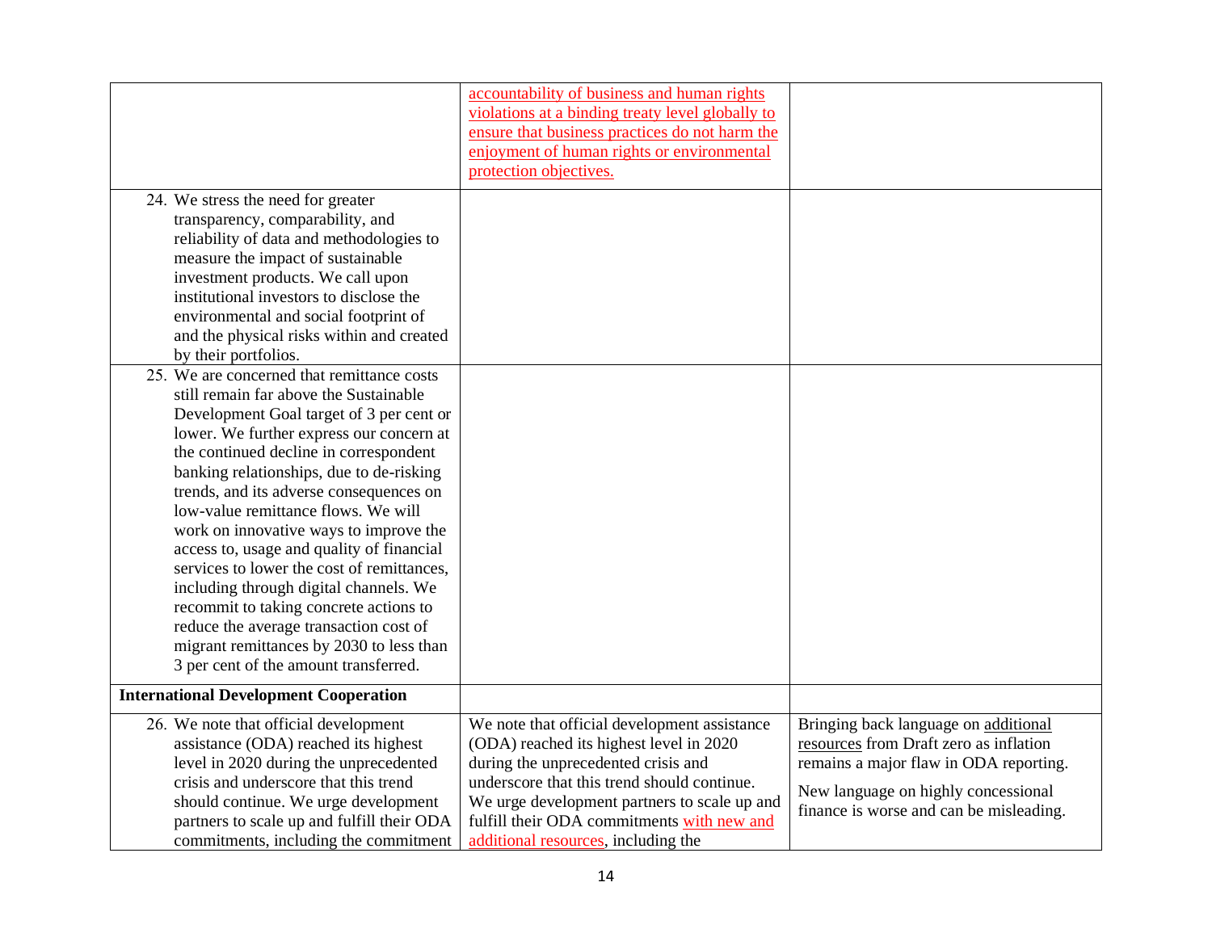| | | |
|---|---|---|
| | accountability of business and human rights violations at a binding treaty level globally to ensure that business practices do not harm the enjoyment of human rights or environmental protection objectives. | |
| 24. We stress the need for greater transparency, comparability, and reliability of data and methodologies to measure the impact of sustainable investment products. We call upon institutional investors to disclose the environmental and social footprint of and the physical risks within and created by their portfolios. | | |
| 25. We are concerned that remittance costs still remain far above the Sustainable Development Goal target of 3 per cent or lower. We further express our concern at the continued decline in correspondent banking relationships, due to de-risking trends, and its adverse consequences on low-value remittance flows. We will work on innovative ways to improve the access to, usage and quality of financial services to lower the cost of remittances, including through digital channels. We recommit to taking concrete actions to reduce the average transaction cost of migrant remittances by 2030 to less than 3 per cent of the amount transferred. | | |
| **International Development Cooperation** | | |
| 26. We note that official development assistance (ODA) reached its highest level in 2020 during the unprecedented crisis and underscore that this trend should continue. We urge development partners to scale up and fulfill their ODA commitments, including the commitment | We note that official development assistance (ODA) reached its highest level in 2020 during the unprecedented crisis and underscore that this trend should continue. We urge development partners to scale up and fulfill their ODA commitments with new and additional resources, including the | Bringing back language on additional resources from Draft zero as inflation remains a major flaw in ODA reporting. New language on highly concessional finance is worse and can be misleading. |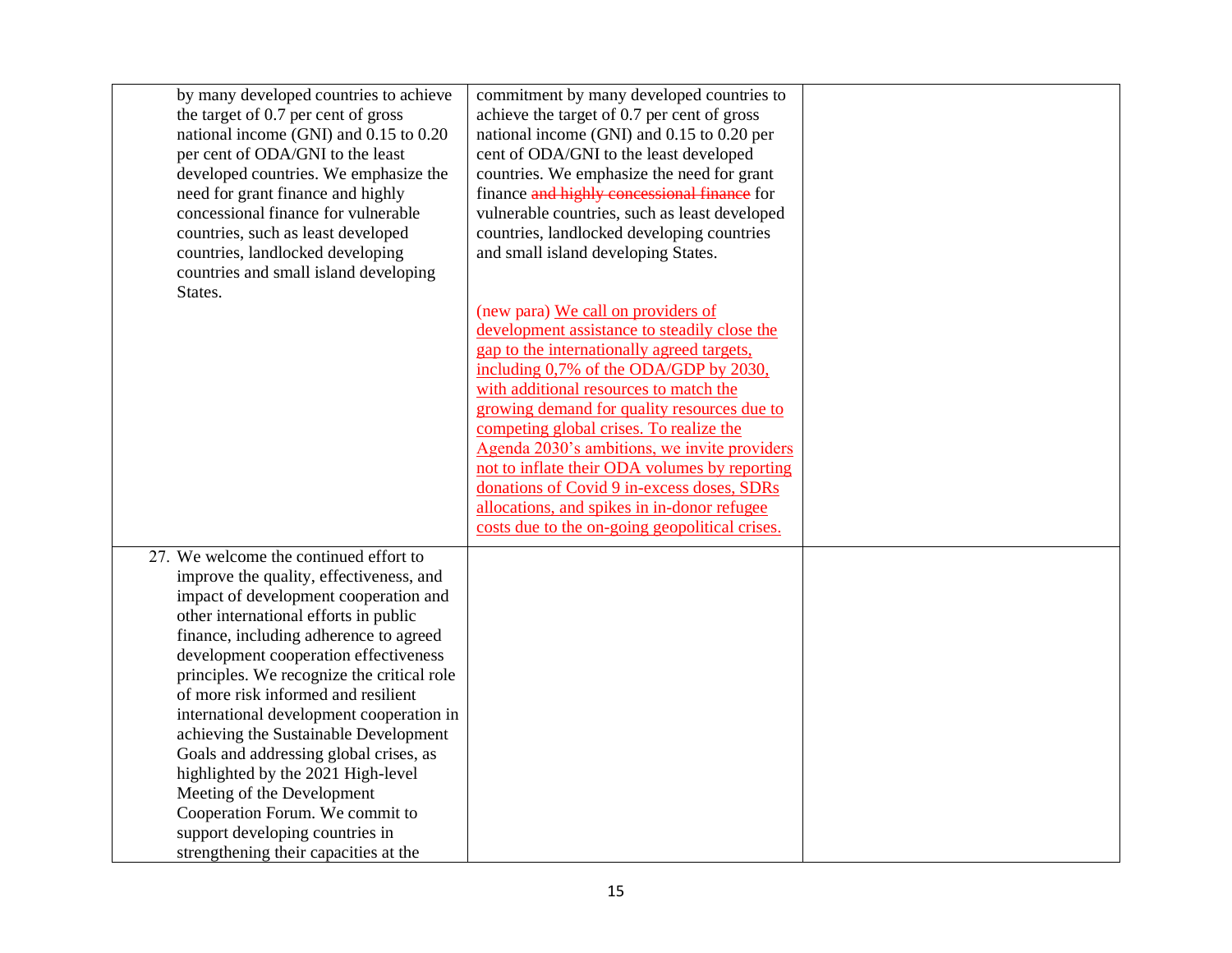| | | |
|---|---|---|
| by many developed countries to achieve the target of 0.7 per cent of gross national income (GNI) and 0.15 to 0.20 per cent of ODA/GNI to the least developed countries. We emphasize the need for grant finance and highly concessional finance for vulnerable countries, such as least developed countries, landlocked developing countries and small island developing States. | commitment by many developed countries to achieve the target of 0.7 per cent of gross national income (GNI) and 0.15 to 0.20 per cent of ODA/GNI to the least developed countries. We emphasize the need for grant finance ~~and highly concessional finance~~ for vulnerable countries, such as least developed countries, landlocked developing countries and small island developing States.<br><br>(new para) We call on providers of development assistance to steadily close the gap to the internationally agreed targets, including 0,7% of the ODA/GDP by 2030, with additional resources to match the growing demand for quality resources due to competing global crises. To realize the Agenda 2030's ambitions, we invite providers not to inflate their ODA volumes by reporting donations of Covid 9 in-excess doses, SDRs allocations, and spikes in in-donor refugee costs due to the on-going geopolitical crises. | |
| 27. We welcome the continued effort to improve the quality, effectiveness, and impact of development cooperation and other international efforts in public finance, including adherence to agreed development cooperation effectiveness principles. We recognize the critical role of more risk informed and resilient international development cooperation in achieving the Sustainable Development Goals and addressing global crises, as highlighted by the 2021 High-level Meeting of the Development Cooperation Forum. We commit to support developing countries in strengthening their capacities at the | | |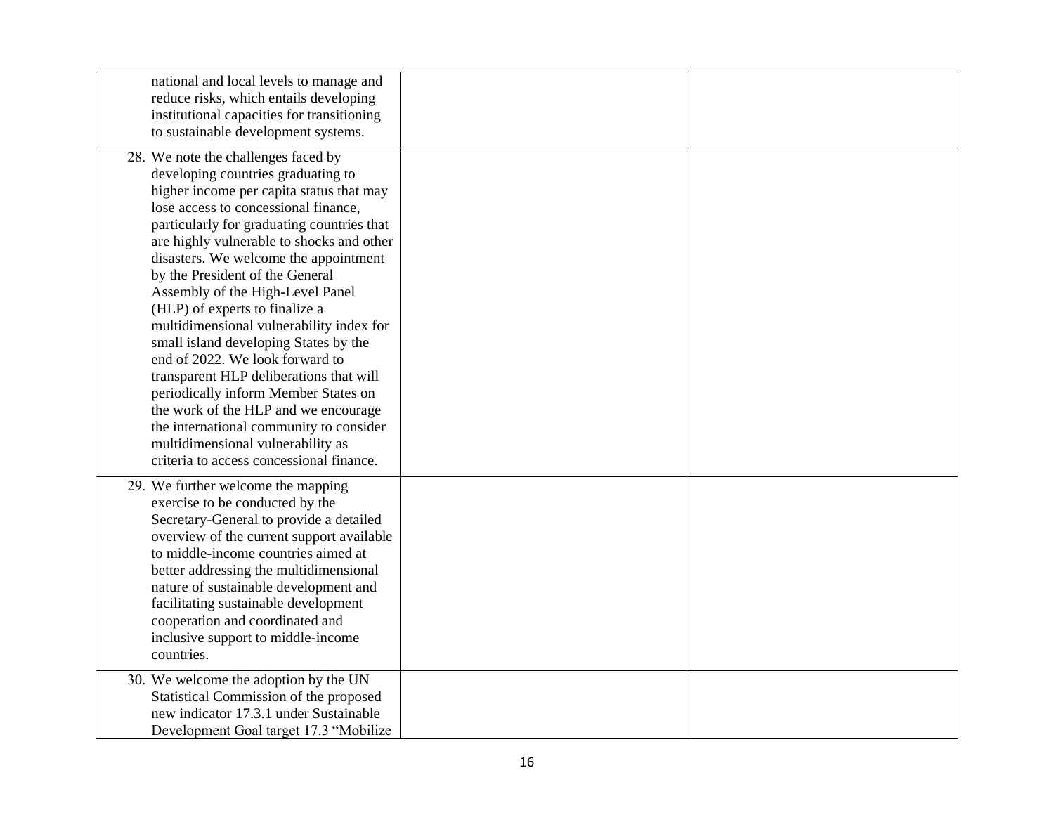| | | |
|---|---|---|
| national and local levels to manage and reduce risks, which entails developing institutional capacities for transitioning to sustainable development systems. | | |
| 28. We note the challenges faced by developing countries graduating to higher income per capita status that may lose access to concessional finance, particularly for graduating countries that are highly vulnerable to shocks and other disasters. We welcome the appointment by the President of the General Assembly of the High-Level Panel (HLP) of experts to finalize a multidimensional vulnerability index for small island developing States by the end of 2022. We look forward to transparent HLP deliberations that will periodically inform Member States on the work of the HLP and we encourage the international community to consider multidimensional vulnerability as criteria to access concessional finance. | | |
| 29. We further welcome the mapping exercise to be conducted by the Secretary-General to provide a detailed overview of the current support available to middle-income countries aimed at better addressing the multidimensional nature of sustainable development and facilitating sustainable development cooperation and coordinated and inclusive support to middle-income countries. | | |
| 30. We welcome the adoption by the UN Statistical Commission of the proposed new indicator 17.3.1 under Sustainable Development Goal target 17.3 "Mobilize | | |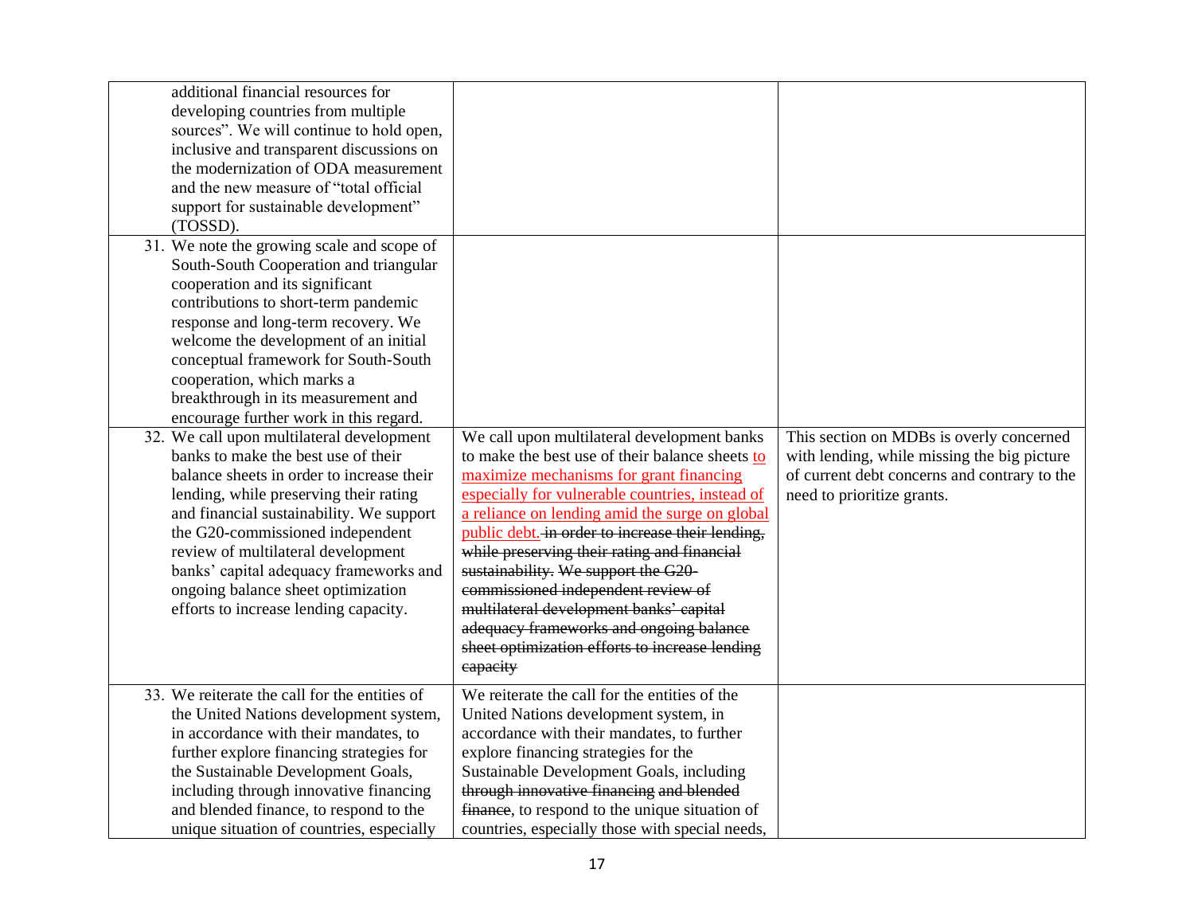| | | |
|---|---|---|
| additional financial resources for developing countries from multiple sources". We will continue to hold open, inclusive and transparent discussions on the modernization of ODA measurement and the new measure of "total official support for sustainable development" (TOSSD). | | |
| 31. We note the growing scale and scope of South-South Cooperation and triangular cooperation and its significant contributions to short-term pandemic response and long-term recovery. We welcome the development of an initial conceptual framework for South-South cooperation, which marks a breakthrough in its measurement and encourage further work in this regard. | | |
| 32. We call upon multilateral development banks to make the best use of their balance sheets in order to increase their lending, while preserving their rating and financial sustainability. We support the G20-commissioned independent review of multilateral development banks' capital adequacy frameworks and ongoing balance sheet optimization efforts to increase lending capacity. | We call upon multilateral development banks to make the best use of their balance sheets <ins>to maximize mechanisms for grant financing especially for vulnerable countries, instead of a reliance on lending amid the surge on global public debt.</ins> ~~in order to increase their lending, while preserving their rating and financial sustainability. We support the G20-commissioned independent review of multilateral development banks' capital adequacy frameworks and ongoing balance sheet optimization efforts to increase lending capacity~~ | This section on MDBs is overly concerned with lending, while missing the big picture of current debt concerns and contrary to the need to prioritize grants. |
| 33. We reiterate the call for the entities of the United Nations development system, in accordance with their mandates, to further explore financing strategies for the Sustainable Development Goals, including through innovative financing and blended finance, to respond to the unique situation of countries, especially | We reiterate the call for the entities of the United Nations development system, in accordance with their mandates, to further explore financing strategies for the Sustainable Development Goals, including ~~through innovative financing and blended finance~~, to respond to the unique situation of countries, especially those with special needs, | |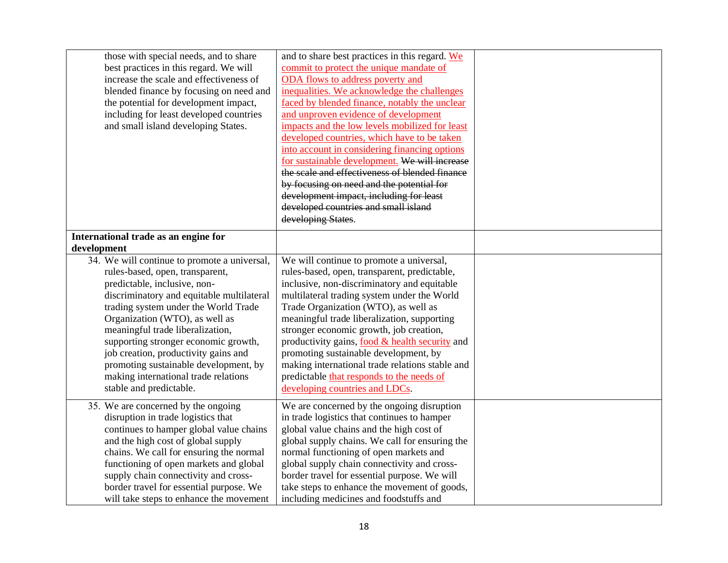| | | |
|---|---|---|
| those with special needs, and to share best practices in this regard. We will increase the scale and effectiveness of blended finance by focusing on need and the potential for development impact, including for least developed countries and small island developing States. | and to share best practices in this regard. <ins>We commit to protect the unique mandate of ODA flows to address poverty and inequalities. We acknowledge the challenges faced by blended finance, notably the unclear and unproven evidence of development impacts and the low levels mobilized for least developed countries, which have to be taken into account in considering financing options for sustainable development.</ins> ~~We will increase the scale and effectiveness of blended finance by focusing on need and the potential for development impact, including for least developed countries and small island developing States~~. | |
| **International trade as an engine for development** | | |
| 34. We will continue to promote a universal, rules-based, open, transparent, predictable, inclusive, non-discriminatory and equitable multilateral trading system under the World Trade Organization (WTO), as well as meaningful trade liberalization, supporting stronger economic growth, job creation, productivity gains and promoting sustainable development, by making international trade relations stable and predictable. | We will continue to promote a universal, rules-based, open, transparent, predictable, inclusive, non-discriminatory and equitable multilateral trading system under the World Trade Organization (WTO), as well as meaningful trade liberalization, supporting stronger economic growth, job creation, productivity gains, <ins>food & health security</ins> and promoting sustainable development, by making international trade relations stable and predictable <ins>that responds to the needs of developing countries and LDCs</ins>. | |
| 35. We are concerned by the ongoing disruption in trade logistics that continues to hamper global value chains and the high cost of global supply chains. We call for ensuring the normal functioning of open markets and global supply chain connectivity and cross-border travel for essential purpose. We will take steps to enhance the movement | We are concerned by the ongoing disruption in trade logistics that continues to hamper global value chains and the high cost of global supply chains. We call for ensuring the normal functioning of open markets and global supply chain connectivity and cross-border travel for essential purpose. We will take steps to enhance the movement of goods, including medicines and foodstuffs and | |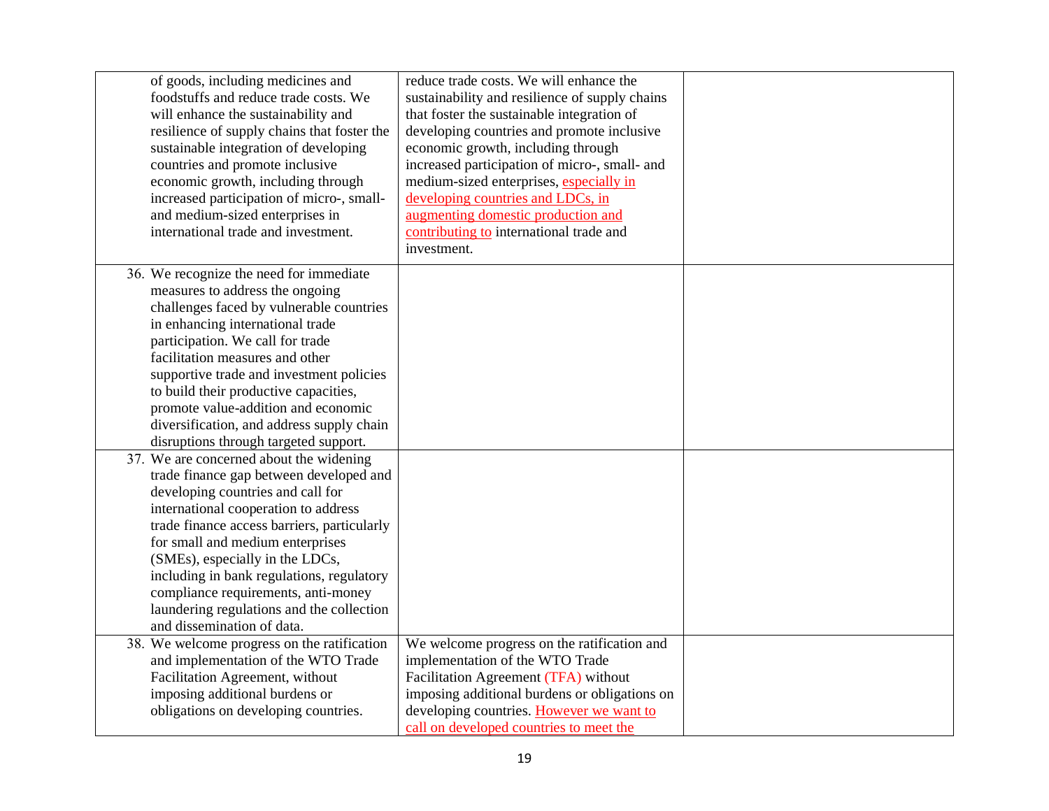| | | |
|---|---|---|
| of goods, including medicines and foodstuffs and reduce trade costs. We will enhance the sustainability and resilience of supply chains that foster the sustainable integration of developing countries and promote inclusive economic growth, including through increased participation of micro-, small- and medium-sized enterprises in international trade and investment. | reduce trade costs. We will enhance the sustainability and resilience of supply chains that foster the sustainable integration of developing countries and promote inclusive economic growth, including through increased participation of micro-, small- and medium-sized enterprises, especially in developing countries and LDCs, in augmenting domestic production and contributing to international trade and investment. | |
| 36. We recognize the need for immediate measures to address the ongoing challenges faced by vulnerable countries in enhancing international trade participation. We call for trade facilitation measures and other supportive trade and investment policies to build their productive capacities, promote value-addition and economic diversification, and address supply chain disruptions through targeted support. | | |
| 37. We are concerned about the widening trade finance gap between developed and developing countries and call for international cooperation to address trade finance access barriers, particularly for small and medium enterprises (SMEs), especially in the LDCs, including in bank regulations, regulatory compliance requirements, anti-money laundering regulations and the collection and dissemination of data. | | |
| 38. We welcome progress on the ratification and implementation of the WTO Trade Facilitation Agreement, without imposing additional burdens or obligations on developing countries. | We welcome progress on the ratification and implementation of the WTO Trade Facilitation Agreement (TFA) without imposing additional burdens or obligations on developing countries. However we want to call on developed countries to meet the | |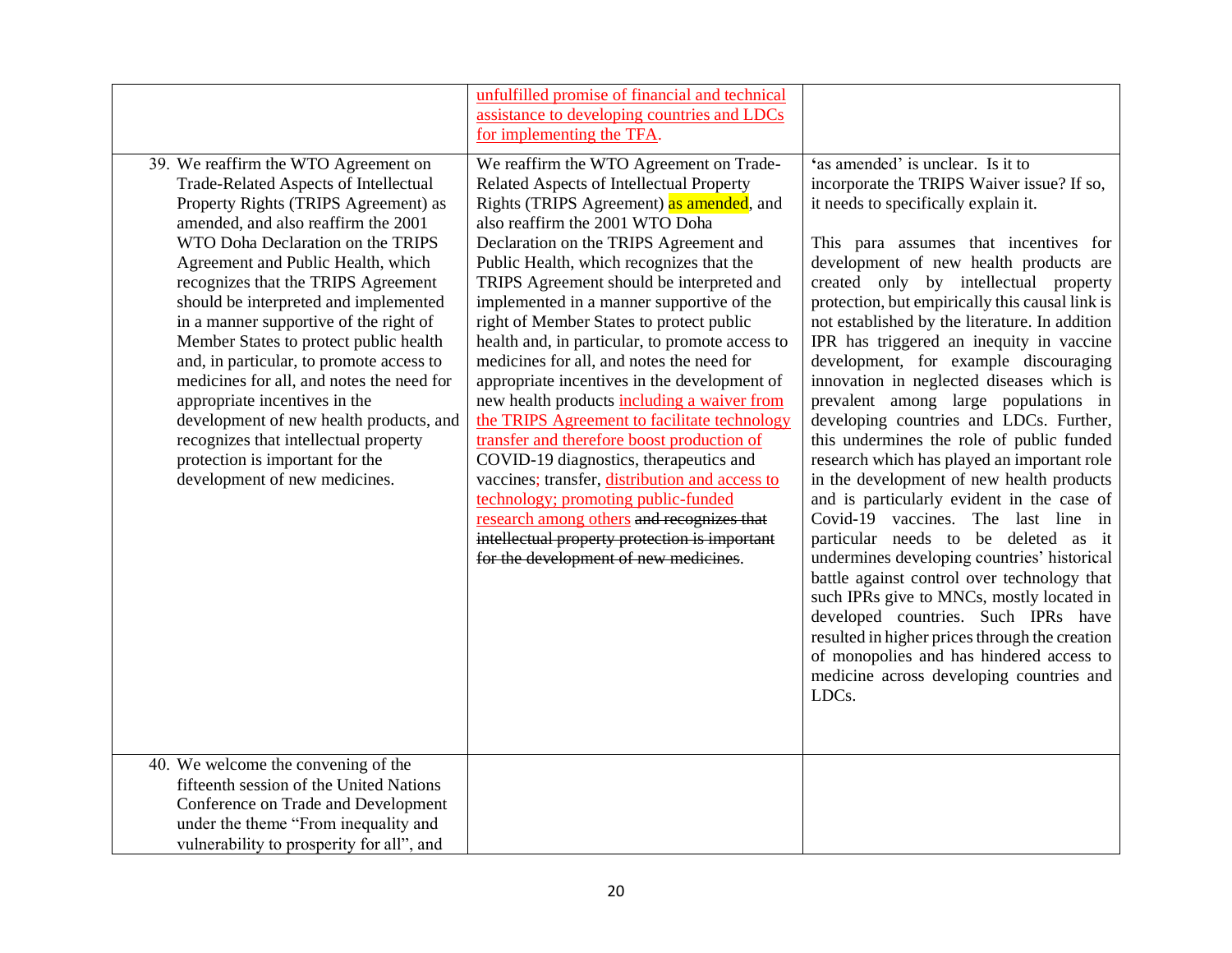| | | |
|---|---|---|
| | unfulfilled promise of financial and technical assistance to developing countries and LDCs for implementing the TFA. | |
| 39. We reaffirm the WTO Agreement on Trade-Related Aspects of Intellectual Property Rights (TRIPS Agreement) as amended, and also reaffirm the 2001 WTO Doha Declaration on the TRIPS Agreement and Public Health, which recognizes that the TRIPS Agreement should be interpreted and implemented in a manner supportive of the right of Member States to protect public health and, in particular, to promote access to medicines for all, and notes the need for appropriate incentives in the development of new health products, and recognizes that intellectual property protection is important for the development of new medicines. | We reaffirm the WTO Agreement on Trade-Related Aspects of Intellectual Property Rights (TRIPS Agreement) as amended, and also reaffirm the 2001 WTO Doha Declaration on the TRIPS Agreement and Public Health, which recognizes that the TRIPS Agreement should be interpreted and implemented in a manner supportive of the right of Member States to protect public health and, in particular, to promote access to medicines for all, and notes the need for appropriate incentives in the development of new health products including a waiver from the TRIPS Agreement to facilitate technology transfer and therefore boost production of COVID-19 diagnostics, therapeutics and vaccines; transfer, distribution and access to technology; promoting public-funded research among others ~~and recognizes that intellectual property protection is important for the development of new medicines~~. | 'as amended' is unclear. Is it to incorporate the TRIPS Waiver issue? If so, it needs to specifically explain it.<br><br>This para assumes that incentives for development of new health products are created only by intellectual property protection, but empirically this causal link is not established by the literature. In addition IPR has triggered an inequity in vaccine development, for example discouraging innovation in neglected diseases which is prevalent among large populations in developing countries and LDCs. Further, this undermines the role of public funded research which has played an important role in the development of new health products and is particularly evident in the case of Covid-19 vaccines. The last line in particular needs to be deleted as it undermines developing countries' historical battle against control over technology that such IPRs give to MNCs, mostly located in developed countries. Such IPRs have resulted in higher prices through the creation of monopolies and has hindered access to medicine across developing countries and LDCs. |
| 40. We welcome the convening of the fifteenth session of the United Nations Conference on Trade and Development under the theme "From inequality and vulnerability to prosperity for all", and | | |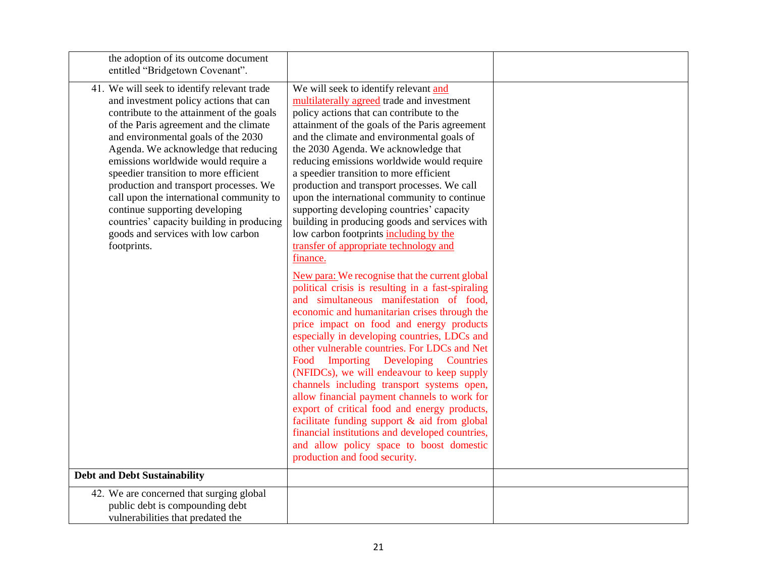| | | |
|---|---|---|
| the adoption of its outcome document entitled “Bridgetown Covenant”. | | |
| 41. We will seek to identify relevant trade and investment policy actions that can contribute to the attainment of the goals of the Paris agreement and the climate and environmental goals of the 2030 Agenda. We acknowledge that reducing emissions worldwide would require a speedier transition to more efficient production and transport processes. We call upon the international community to continue supporting developing countries’ capacity building in producing goods and services with low carbon footprints. | We will seek to identify relevant and multilaterally agreed trade and investment policy actions that can contribute to the attainment of the goals of the Paris agreement and the climate and environmental goals of the 2030 Agenda. We acknowledge that reducing emissions worldwide would require a speedier transition to more efficient production and transport processes. We call upon the international community to continue supporting developing countries’ capacity building in producing goods and services with low carbon footprints including by the transfer of appropriate technology and finance.<br><br>New para: We recognise that the current global political crisis is resulting in a fast-spiraling and simultaneous manifestation of food, economic and humanitarian crises through the price impact on food and energy products especially in developing countries, LDCs and other vulnerable countries. For LDCs and Net Food Importing Developing Countries (NFIDCs), we will endeavour to keep supply channels including transport systems open, allow financial payment channels to work for export of critical food and energy products, facilitate funding support & aid from global financial institutions and developed countries, and allow policy space to boost domestic production and food security. | |
| **Debt and Debt Sustainability** | | |
| 42. We are concerned that surging global public debt is compounding debt vulnerabilities that predated the | | |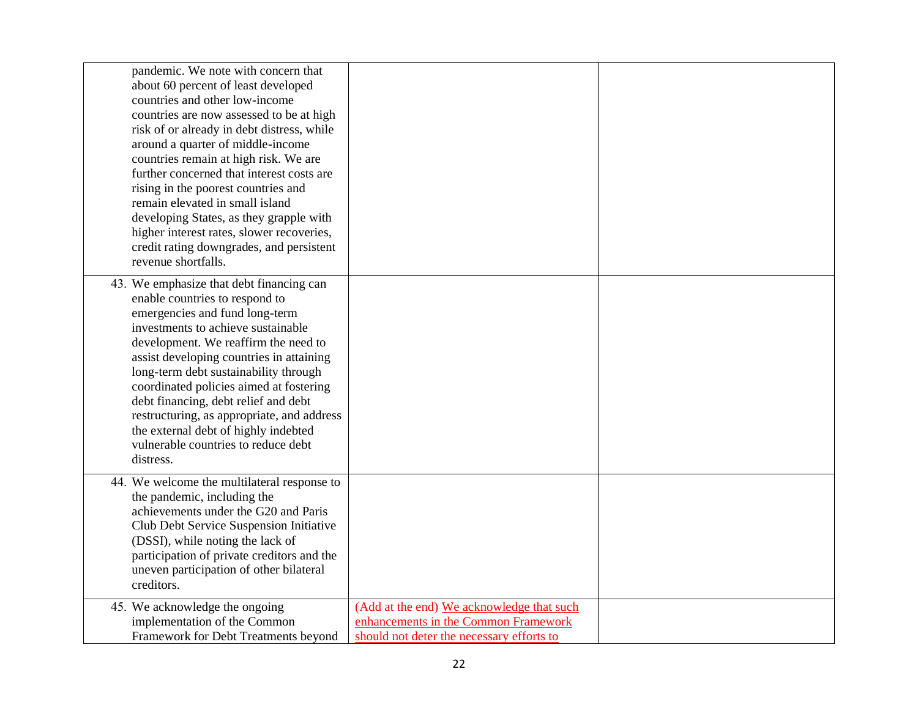| | | |
|---|---|---|
| pandemic. We note with concern that about 60 percent of least developed countries and other low-income countries are now assessed to be at high risk of or already in debt distress, while around a quarter of middle-income countries remain at high risk. We are further concerned that interest costs are rising in the poorest countries and remain elevated in small island developing States, as they grapple with higher interest rates, slower recoveries, credit rating downgrades, and persistent revenue shortfalls. | | |
| 43. We emphasize that debt financing can enable countries to respond to emergencies and fund long-term investments to achieve sustainable development. We reaffirm the need to assist developing countries in attaining long-term debt sustainability through coordinated policies aimed at fostering debt financing, debt relief and debt restructuring, as appropriate, and address the external debt of highly indebted vulnerable countries to reduce debt distress. | | |
| 44. We welcome the multilateral response to the pandemic, including the achievements under the G20 and Paris Club Debt Service Suspension Initiative (DSSI), while noting the lack of participation of private creditors and the uneven participation of other bilateral creditors. | | |
| 45. We acknowledge the ongoing implementation of the Common Framework for Debt Treatments beyond | (Add at the end) We acknowledge that such enhancements in the Common Framework should not deter the necessary efforts to | |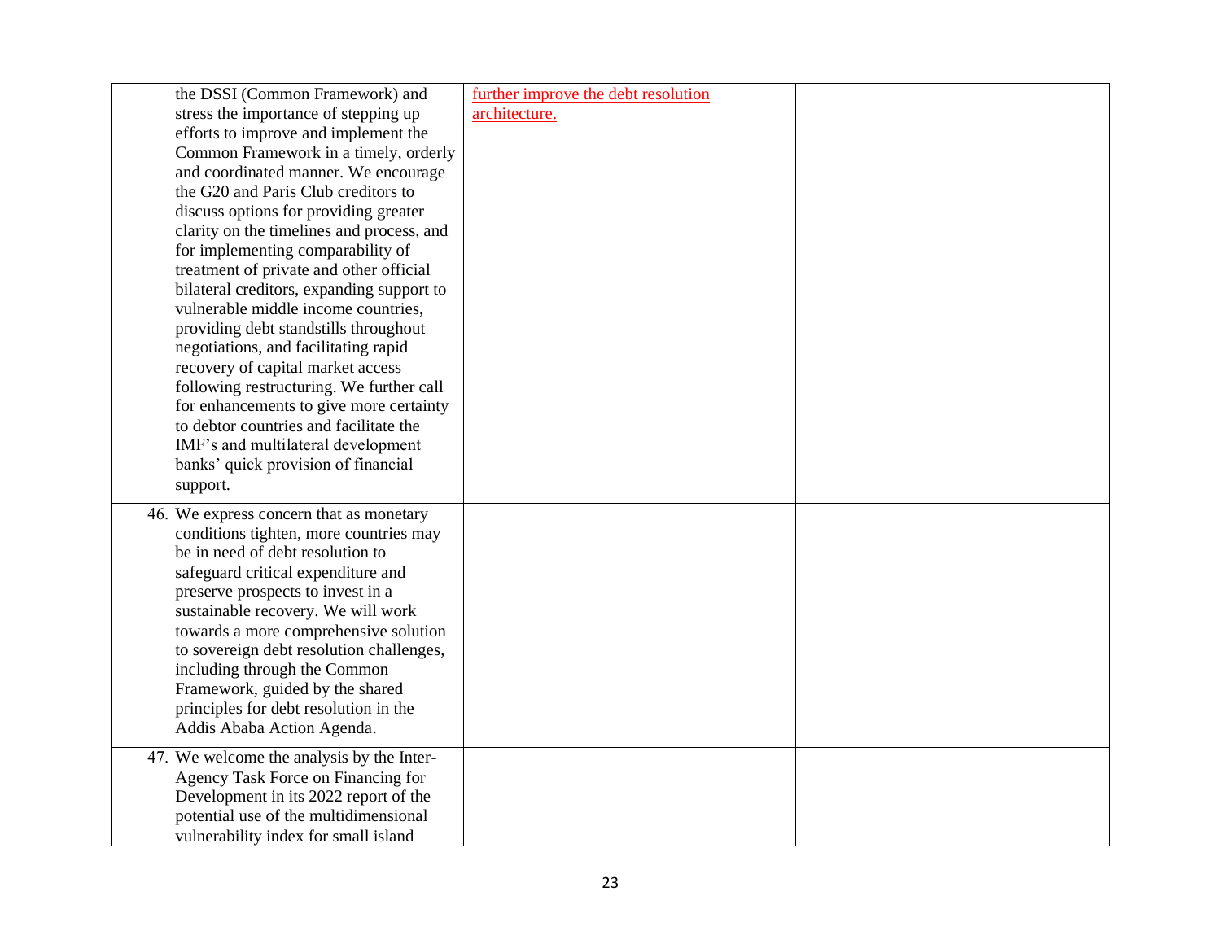| | | |
|---|---|---|
| the DSSI (Common Framework) and stress the importance of stepping up efforts to improve and implement the Common Framework in a timely, orderly and coordinated manner. We encourage the G20 and Paris Club creditors to discuss options for providing greater clarity on the timelines and process, and for implementing comparability of treatment of private and other official bilateral creditors, expanding support to vulnerable middle income countries, providing debt standstills throughout negotiations, and facilitating rapid recovery of capital market access following restructuring. We further call for enhancements to give more certainty to debtor countries and facilitate the IMF's and multilateral development banks' quick provision of financial support. | further improve the debt resolution architecture. | |
| 46. We express concern that as monetary conditions tighten, more countries may be in need of debt resolution to safeguard critical expenditure and preserve prospects to invest in a sustainable recovery. We will work towards a more comprehensive solution to sovereign debt resolution challenges, including through the Common Framework, guided by the shared principles for debt resolution in the Addis Ababa Action Agenda. | | |
| 47. We welcome the analysis by the Inter-Agency Task Force on Financing for Development in its 2022 report of the potential use of the multidimensional vulnerability index for small island | | |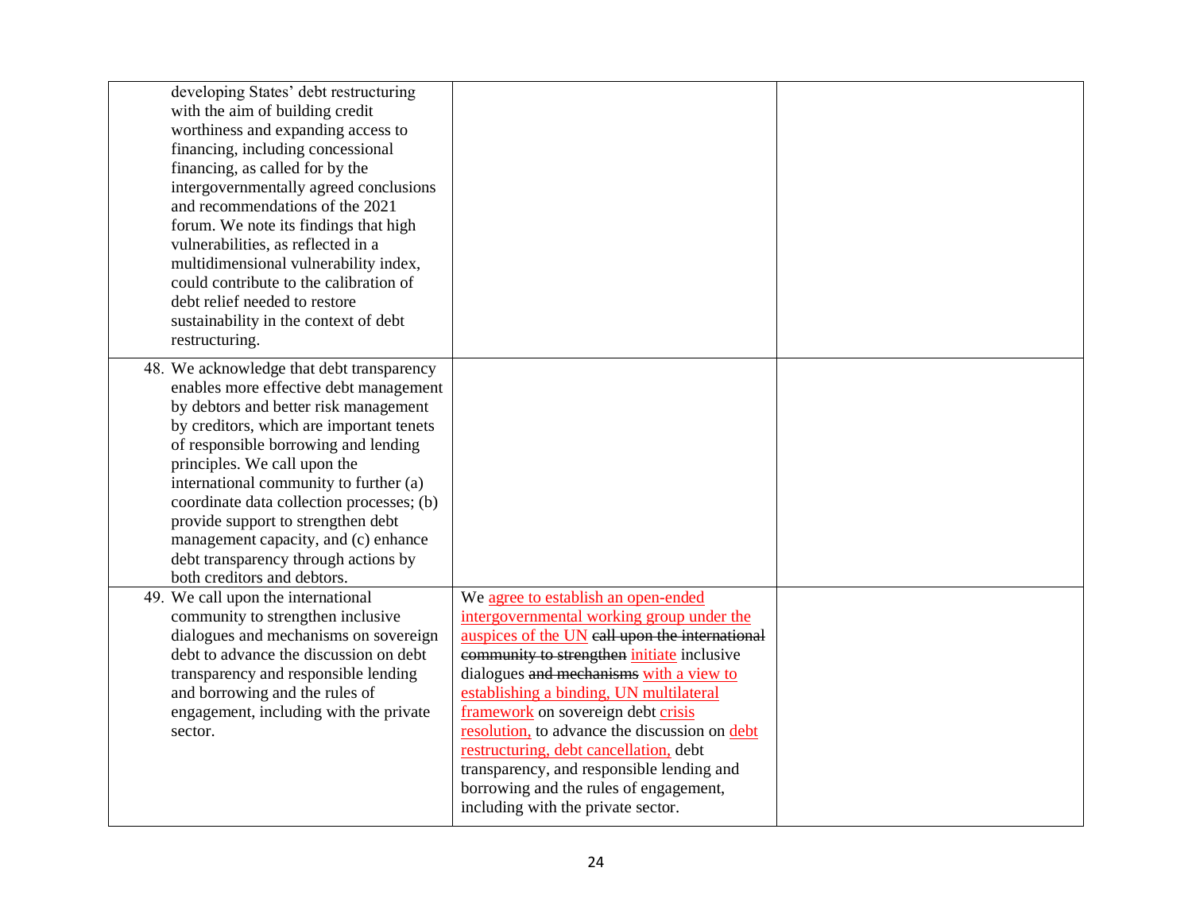| | | |
|---|---|---|
| developing States' debt restructuring with the aim of building credit worthiness and expanding access to financing, including concessional financing, as called for by the intergovernmentally agreed conclusions and recommendations of the 2021 forum. We note its findings that high vulnerabilities, as reflected in a multidimensional vulnerability index, could contribute to the calibration of debt relief needed to restore sustainability in the context of debt restructuring. | | |
| 48. We acknowledge that debt transparency enables more effective debt management by debtors and better risk management by creditors, which are important tenets of responsible borrowing and lending principles. We call upon the international community to further (a) coordinate data collection processes; (b) provide support to strengthen debt management capacity, and (c) enhance debt transparency through actions by both creditors and debtors. | | |
| 49. We call upon the international community to strengthen inclusive dialogues and mechanisms on sovereign debt to advance the discussion on debt transparency and responsible lending and borrowing and the rules of engagement, including with the private sector. | We <u>agree to establish an open-ended intergovernmental working group under the auspices of the UN</u> ~~call upon the international community to strengthen~~ <u>initiate</u> inclusive dialogues ~~and mechanisms~~ <u>with a view to establishing a binding, UN multilateral framework</u> on sovereign debt <u>crisis resolution,</u> to advance the discussion on <u>debt restructuring, debt cancellation,</u> debt transparency, and responsible lending and borrowing and the rules of engagement, including with the private sector. | |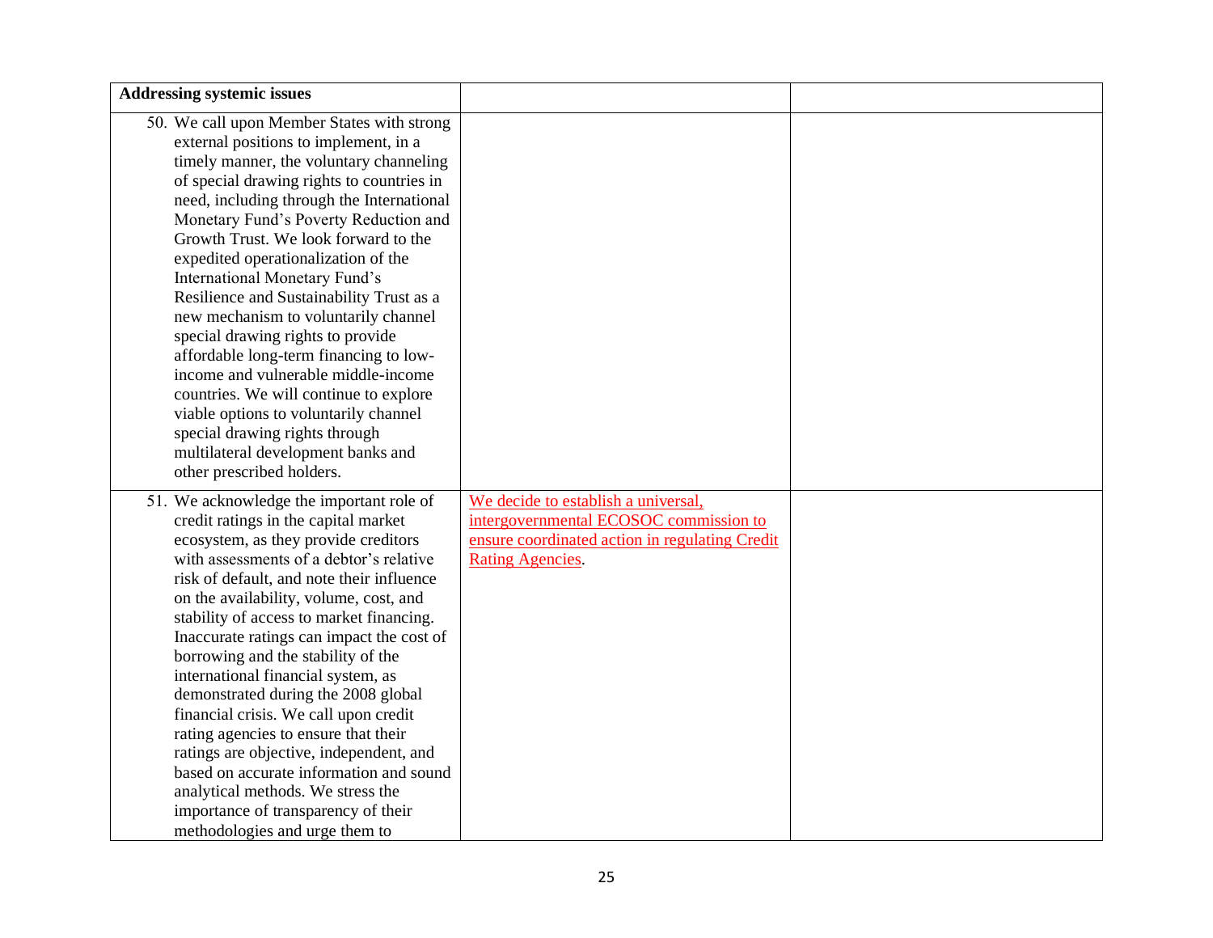| Addressing systemic issues | | |
|---|---|---|
| 50. We call upon Member States with strong external positions to implement, in a timely manner, the voluntary channeling of special drawing rights to countries in need, including through the International Monetary Fund's Poverty Reduction and Growth Trust. We look forward to the expedited operationalization of the International Monetary Fund's Resilience and Sustainability Trust as a new mechanism to voluntarily channel special drawing rights to provide affordable long-term financing to low-income and vulnerable middle-income countries. We will continue to explore viable options to voluntarily channel special drawing rights through multilateral development banks and other prescribed holders. | | |
| 51. We acknowledge the important role of credit ratings in the capital market ecosystem, as they provide creditors with assessments of a debtor's relative risk of default, and note their influence on the availability, volume, cost, and stability of access to market financing. Inaccurate ratings can impact the cost of borrowing and the stability of the international financial system, as demonstrated during the 2008 global financial crisis. We call upon credit rating agencies to ensure that their ratings are objective, independent, and based on accurate information and sound analytical methods. We stress the importance of transparency of their methodologies and urge them to | We decide to establish a universal, intergovernmental ECOSOC commission to ensure coordinated action in regulating Credit Rating Agencies. | |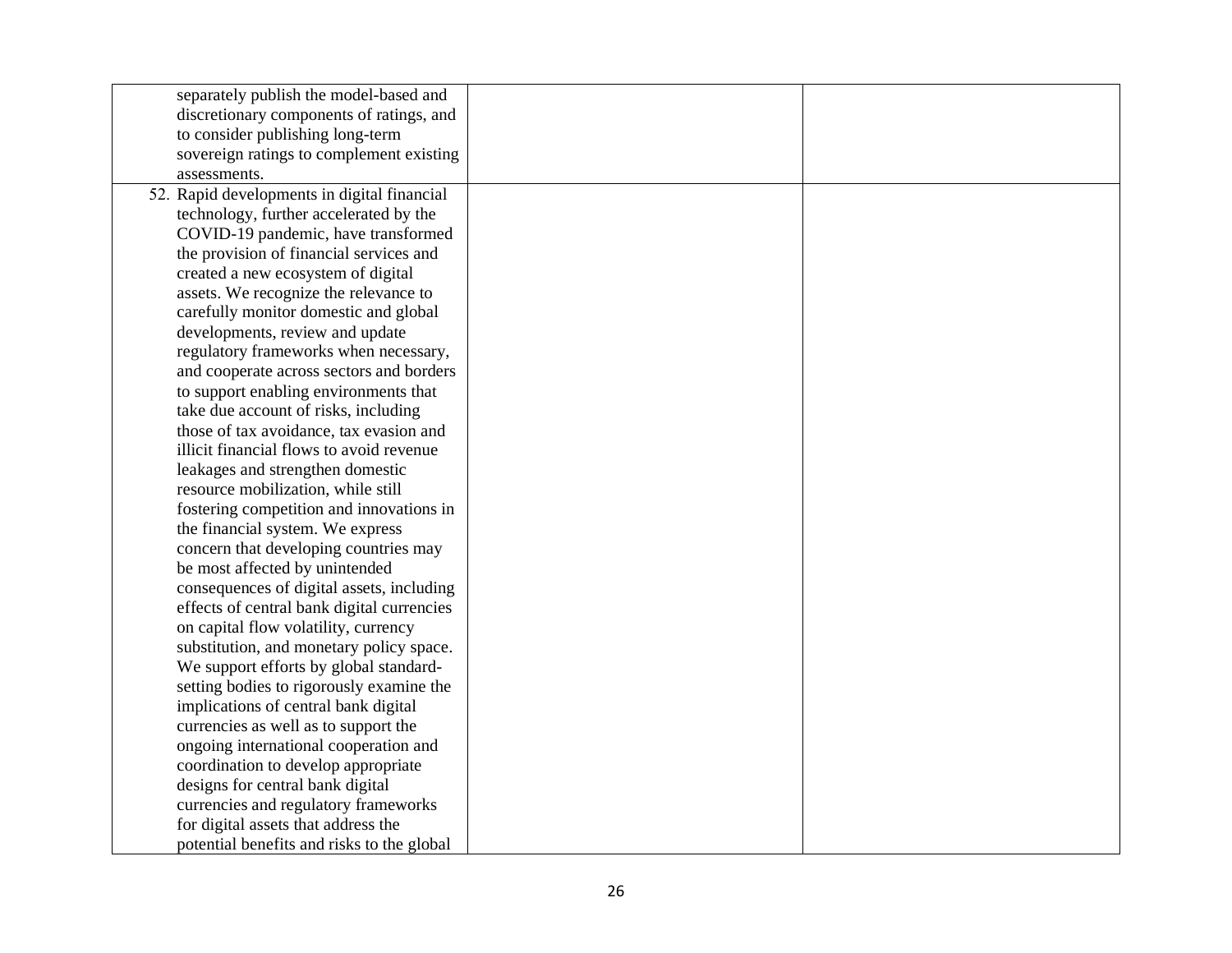| | | |
|---|---|---|
| separately publish the model-based and discretionary components of ratings, and to consider publishing long-term sovereign ratings to complement existing assessments. | | |
| 52. Rapid developments in digital financial technology, further accelerated by the COVID-19 pandemic, have transformed the provision of financial services and created a new ecosystem of digital assets. We recognize the relevance to carefully monitor domestic and global developments, review and update regulatory frameworks when necessary, and cooperate across sectors and borders to support enabling environments that take due account of risks, including those of tax avoidance, tax evasion and illicit financial flows to avoid revenue leakages and strengthen domestic resource mobilization, while still fostering competition and innovations in the financial system. We express concern that developing countries may be most affected by unintended consequences of digital assets, including effects of central bank digital currencies on capital flow volatility, currency substitution, and monetary policy space. We support efforts by global standard-setting bodies to rigorously examine the implications of central bank digital currencies as well as to support the ongoing international cooperation and coordination to develop appropriate designs for central bank digital currencies and regulatory frameworks for digital assets that address the potential benefits and risks to the global | | |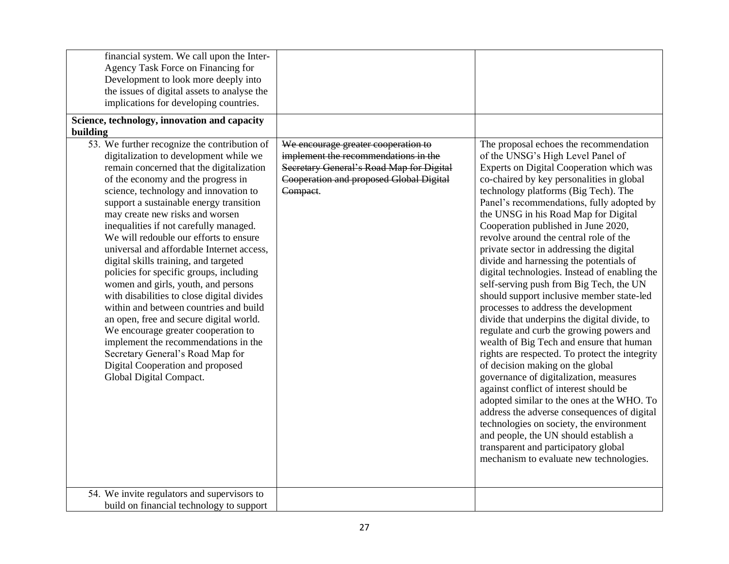| | | |
|---|---|---|
| financial system. We call upon the Inter-Agency Task Force on Financing for Development to look more deeply into the issues of digital assets to analyse the implications for developing countries. | | |
| **Science, technology, innovation and capacity building** | | |
| 53. We further recognize the contribution of digitalization to development while we remain concerned that the digitalization of the economy and the progress in science, technology and innovation to support a sustainable energy transition may create new risks and worsen inequalities if not carefully managed. We will redouble our efforts to ensure universal and affordable Internet access, digital skills training, and targeted policies for specific groups, including women and girls, youth, and persons with disabilities to close digital divides within and between countries and build an open, free and secure digital world. We encourage greater cooperation to implement the recommendations in the Secretary General's Road Map for Digital Cooperation and proposed Global Digital Compact. | ~~We encourage greater cooperation to implement the recommendations in the Secretary General's Road Map for Digital Cooperation and proposed Global Digital Compact~~. | The proposal echoes the recommendation of the UNSG's High Level Panel of Experts on Digital Cooperation which was co-chaired by key personalities in global technology platforms (Big Tech). The Panel's recommendations, fully adopted by the UNSG in his Road Map for Digital Cooperation published in June 2020, revolve around the central role of the private sector in addressing the digital divide and harnessing the potentials of digital technologies. Instead of enabling the self-serving push from Big Tech, the UN should support inclusive member state-led processes to address the development divide that underpins the digital divide, to regulate and curb the growing powers and wealth of Big Tech and ensure that human rights are respected. To protect the integrity of decision making on the global governance of digitalization, measures against conflict of interest should be adopted similar to the ones at the WHO. To address the adverse consequences of digital technologies on society, the environment and people, the UN should establish a transparent and participatory global mechanism to evaluate new technologies. |
| 54. We invite regulators and supervisors to build on financial technology to support | | |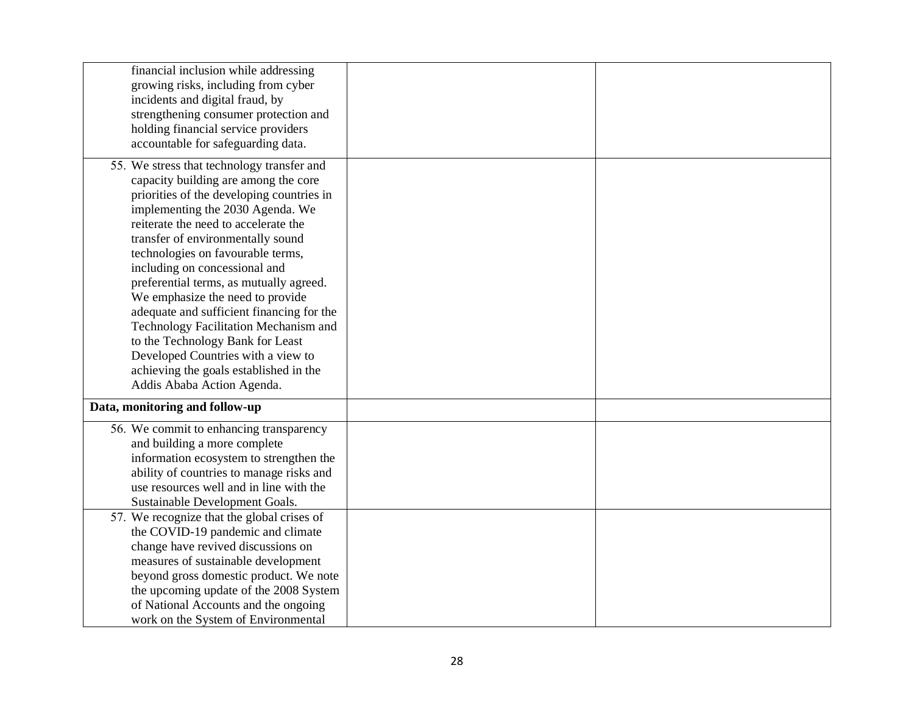| | | |
|---|---|---|
| financial inclusion while addressing growing risks, including from cyber incidents and digital fraud, by strengthening consumer protection and holding financial service providers accountable for safeguarding data. | | |
| 55. We stress that technology transfer and capacity building are among the core priorities of the developing countries in implementing the 2030 Agenda. We reiterate the need to accelerate the transfer of environmentally sound technologies on favourable terms, including on concessional and preferential terms, as mutually agreed. We emphasize the need to provide adequate and sufficient financing for the Technology Facilitation Mechanism and to the Technology Bank for Least Developed Countries with a view to achieving the goals established in the Addis Ababa Action Agenda. | | |
| **Data, monitoring and follow-up** | | |
| 56. We commit to enhancing transparency and building a more complete information ecosystem to strengthen the ability of countries to manage risks and use resources well and in line with the Sustainable Development Goals. | | |
| 57. We recognize that the global crises of the COVID-19 pandemic and climate change have revived discussions on measures of sustainable development beyond gross domestic product. We note the upcoming update of the 2008 System of National Accounts and the ongoing work on the System of Environmental | | |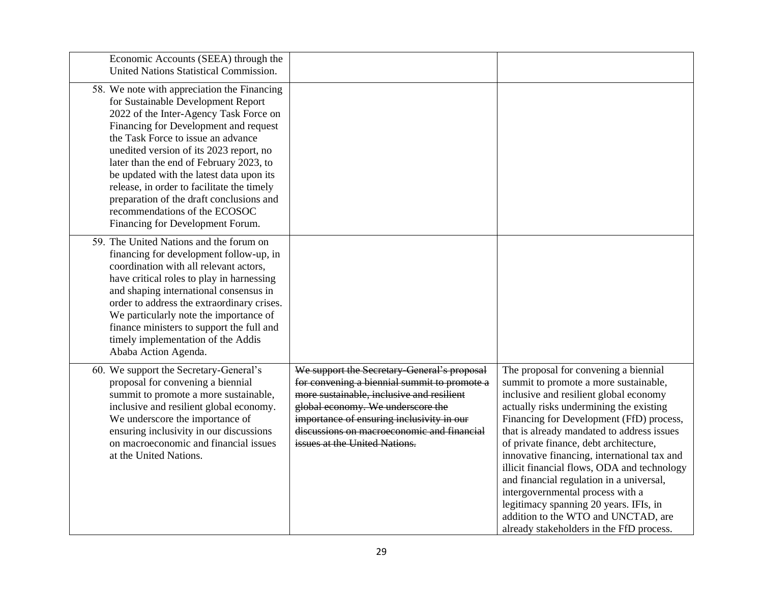| | | |
|---|---|---|
| Economic Accounts (SEEA) through the United Nations Statistical Commission. | | |
| 58. We note with appreciation the Financing for Sustainable Development Report 2022 of the Inter-Agency Task Force on Financing for Development and request the Task Force to issue an advance unedited version of its 2023 report, no later than the end of February 2023, to be updated with the latest data upon its release, in order to facilitate the timely preparation of the draft conclusions and recommendations of the ECOSOC Financing for Development Forum. | | |
| 59. The United Nations and the forum on financing for development follow-up, in coordination with all relevant actors, have critical roles to play in harnessing and shaping international consensus in order to address the extraordinary crises. We particularly note the importance of finance ministers to support the full and timely implementation of the Addis Ababa Action Agenda. | | |
| 60. We support the Secretary-General's proposal for convening a biennial summit to promote a more sustainable, inclusive and resilient global economy. We underscore the importance of ensuring inclusivity in our discussions on macroeconomic and financial issues at the United Nations. | ~~We support the Secretary-General's proposal for convening a biennial summit to promote a more sustainable, inclusive and resilient global economy. We underscore the importance of ensuring inclusivity in our discussions on macroeconomic and financial issues at the United Nations.~~ | The proposal for convening a biennial summit to promote a more sustainable, inclusive and resilient global economy actually risks undermining the existing Financing for Development (FfD) process, that is already mandated to address issues of private finance, debt architecture, innovative financing, international tax and illicit financial flows, ODA and technology and financial regulation in a universal, intergovernmental process with a legitimacy spanning 20 years. IFIs, in addition to the WTO and UNCTAD, are already stakeholders in the FfD process. |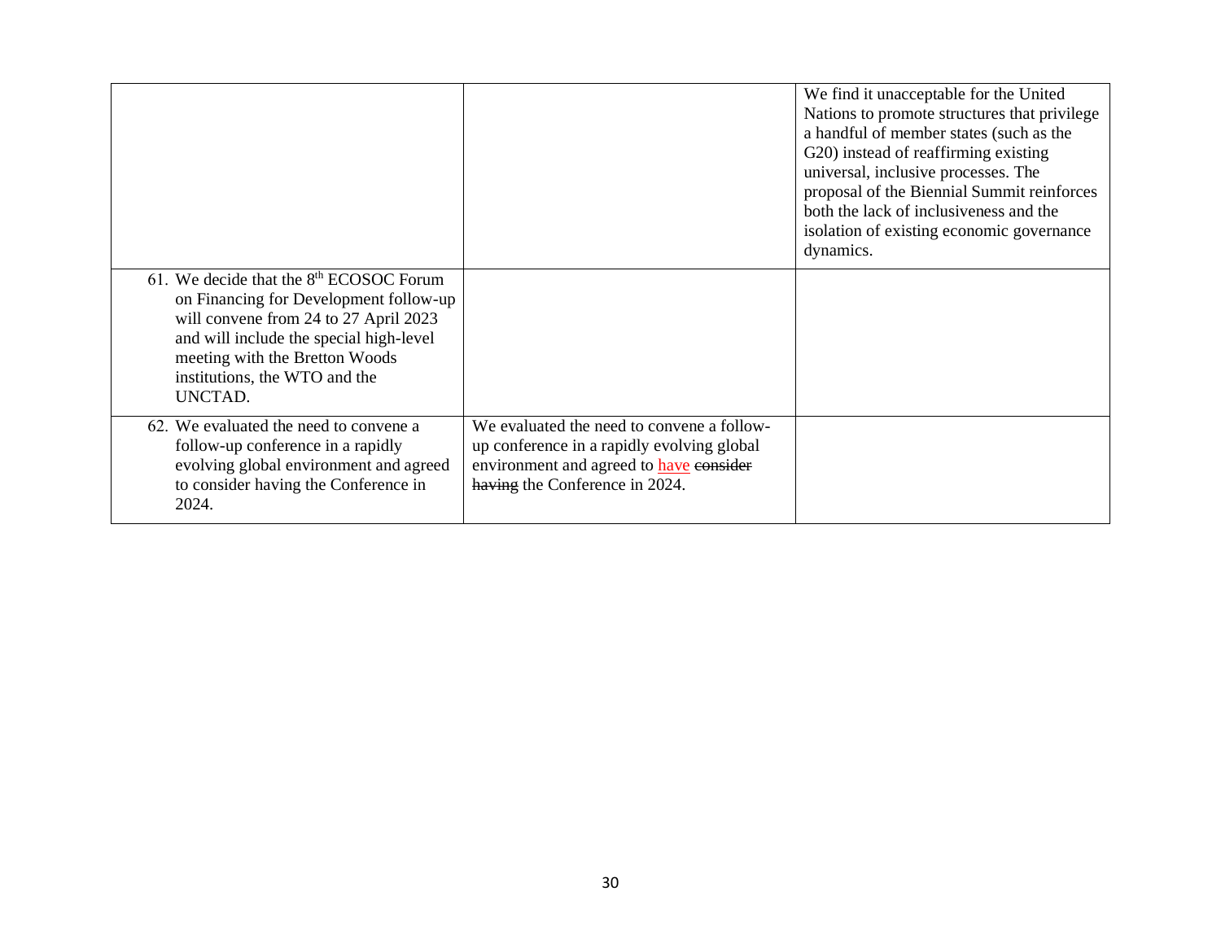| | | |
|---|---|---|
| | | We find it unacceptable for the United Nations to promote structures that privilege a handful of member states (such as the G20) instead of reaffirming existing universal, inclusive processes. The proposal of the Biennial Summit reinforces both the lack of inclusiveness and the isolation of existing economic governance dynamics. |
| 61. We decide that the 8th ECOSOC Forum on Financing for Development follow-up will convene from 24 to 27 April 2023 and will include the special high-level meeting with the Bretton Woods institutions, the WTO and the UNCTAD. | | |
| 62. We evaluated the need to convene a follow-up conference in a rapidly evolving global environment and agreed to consider having the Conference in 2024. | We evaluated the need to convene a follow-up conference in a rapidly evolving global environment and agreed to <u>have</u> ~~consider having~~ the Conference in 2024. | |